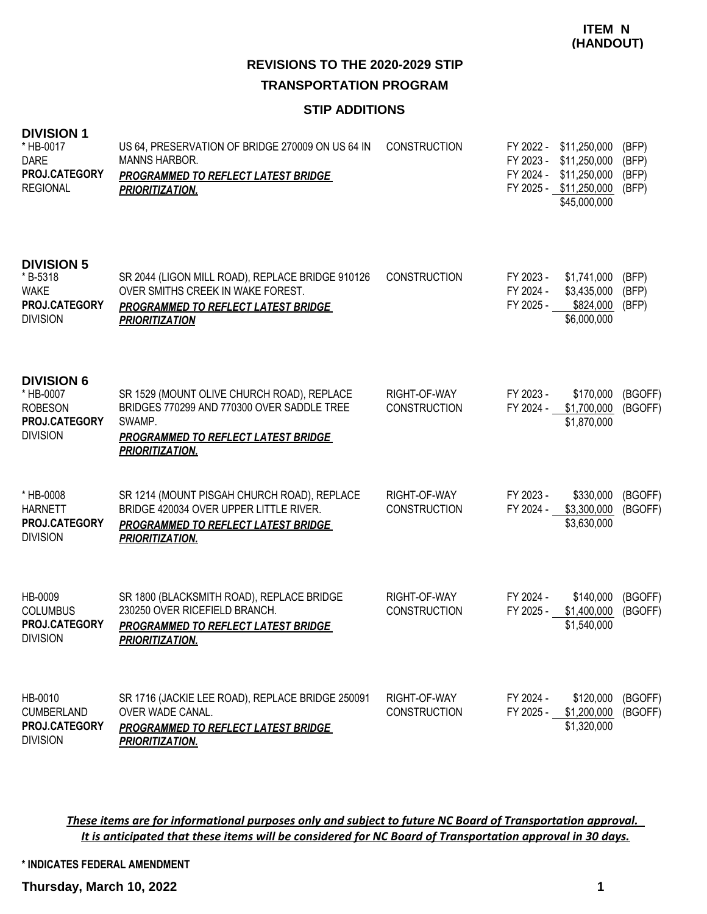**ITEM N (HANDOUT)**

# REVISIONS TO THE 2020-2029 STIP

## TRANSPORTATION PROGRAM

### STIP ADDITIONS

**DIVISION 1**

| Project | Description | Work Type | Schedule & Funding |
|---|---|---|---|
| * HB-0017<br>DARE<br>**PROJ.CATEGORY**<br>REGIONAL | US 64, PRESERVATION OF BRIDGE 270009 ON US 64 IN MANNS HARBOR.<br>***PROGRAMMED TO REFLECT LATEST BRIDGE PRIORITIZATION.*** | CONSTRUCTION | FY 2022 - $11,250,000 (BFP)<br>FY 2023 - $11,250,000 (BFP)<br>FY 2024 - $11,250,000 (BFP)<br>FY 2025 - $11,250,000 (BFP)<br>$45,000,000 |

**DIVISION 5**

| Project | Description | Work Type | Schedule & Funding |
|---|---|---|---|
| * B-5318<br>WAKE<br>**PROJ.CATEGORY**<br>DIVISION | SR 2044 (LIGON MILL ROAD), REPLACE BRIDGE 910126 OVER SMITHS CREEK IN WAKE FOREST.<br>***PROGRAMMED TO REFLECT LATEST BRIDGE PRIORITIZATION*** | CONSTRUCTION | FY 2023 - $1,741,000 (BFP)<br>FY 2024 - $3,435,000 (BFP)<br>FY 2025 - $824,000 (BFP)<br>$6,000,000 |

**DIVISION 6**

| Project | Description | Work Type | Schedule & Funding |
|---|---|---|---|
| * HB-0007<br>ROBESON<br>**PROJ.CATEGORY**<br>DIVISION | SR 1529 (MOUNT OLIVE CHURCH ROAD), REPLACE BRIDGES 770299 AND 770300 OVER SADDLE TREE SWAMP.<br>***PROGRAMMED TO REFLECT LATEST BRIDGE PRIORITIZATION.*** | RIGHT-OF-WAY<br>CONSTRUCTION | FY 2023 - $170,000 (BGOFF)<br>FY 2024 - $1,700,000 (BGOFF)<br>$1,870,000 |
| * HB-0008<br>HARNETT<br>**PROJ.CATEGORY**<br>DIVISION | SR 1214 (MOUNT PISGAH CHURCH ROAD), REPLACE BRIDGE 420034 OVER UPPER LITTLE RIVER.<br>***PROGRAMMED TO REFLECT LATEST BRIDGE PRIORITIZATION.*** | RIGHT-OF-WAY<br>CONSTRUCTION | FY 2023 - $330,000 (BGOFF)<br>FY 2024 - $3,300,000 (BGOFF)<br>$3,630,000 |
| HB-0009<br>COLUMBUS<br>**PROJ.CATEGORY**<br>DIVISION | SR 1800 (BLACKSMITH ROAD), REPLACE BRIDGE 230250 OVER RICEFIELD BRANCH.<br>***PROGRAMMED TO REFLECT LATEST BRIDGE PRIORITIZATION.*** | RIGHT-OF-WAY<br>CONSTRUCTION | FY 2024 - $140,000 (BGOFF)<br>FY 2025 - $1,400,000 (BGOFF)<br>$1,540,000 |
| HB-0010<br>CUMBERLAND<br>**PROJ.CATEGORY**<br>DIVISION | SR 1716 (JACKIE LEE ROAD), REPLACE BRIDGE 250091 OVER WADE CANAL.<br>***PROGRAMMED TO REFLECT LATEST BRIDGE PRIORITIZATION.*** | RIGHT-OF-WAY<br>CONSTRUCTION | FY 2024 - $120,000 (BGOFF)<br>FY 2025 - $1,200,000 (BGOFF)<br>$1,320,000 |

***These items are for informational purposes only and subject to future NC Board of Transportation approval. It is anticipated that these items will be considered for NC Board of Transportation approval in 30 days.***

**\* INDICATES FEDERAL AMENDMENT**

**Thursday, March 10, 2022**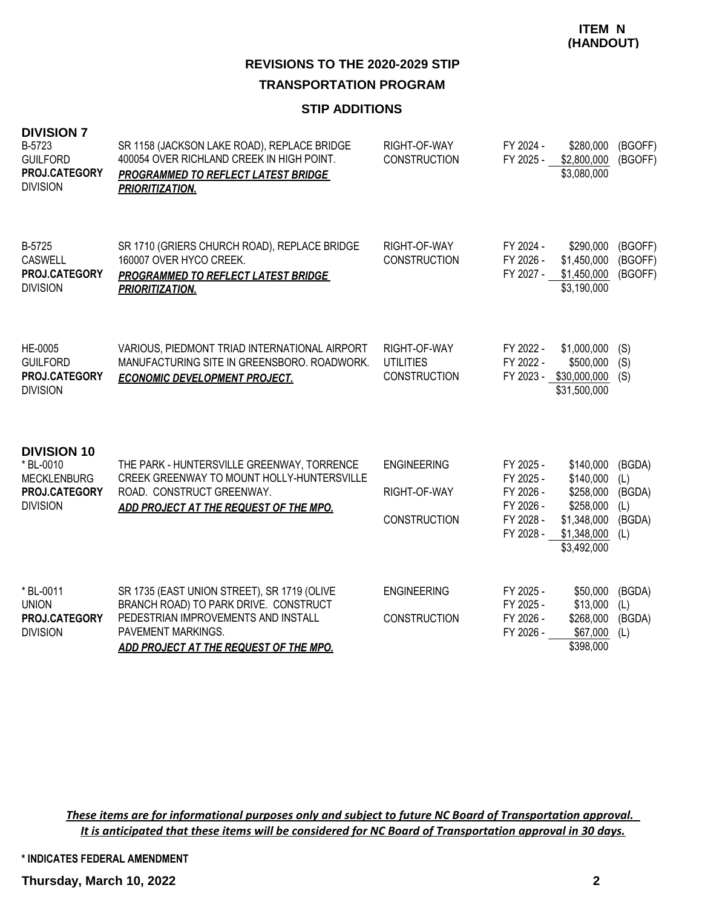**ITEM N (HANDOUT)**

## REVISIONS TO THE 2020-2029 STIP

## TRANSPORTATION PROGRAM

### STIP ADDITIONS

**DIVISION 7**

| Project | Description | Work Type | Fiscal Year | Amount | Funding |
|---|---|---|---|---|---|
| B-5723<br>GUILFORD<br>**PROJ.CATEGORY**<br>DIVISION | SR 1158 (JACKSON LAKE ROAD), REPLACE BRIDGE 400054 OVER RICHLAND CREEK IN HIGH POINT.<br>***PROGRAMMED TO REFLECT LATEST BRIDGE PRIORITIZATION.*** | RIGHT-OF-WAY<br>CONSTRUCTION | FY 2024 -<br>FY 2025 - | \$280,000<br>\$2,800,000<br>\$3,080,000 | (BGOFF)<br>(BGOFF) |
| B-5725<br>CASWELL<br>**PROJ.CATEGORY**<br>DIVISION | SR 1710 (GRIERS CHURCH ROAD), REPLACE BRIDGE 160007 OVER HYCO CREEK.<br>***PROGRAMMED TO REFLECT LATEST BRIDGE PRIORITIZATION.*** | RIGHT-OF-WAY<br>CONSTRUCTION | FY 2024 -<br>FY 2026 -<br>FY 2027 - | \$290,000<br>\$1,450,000<br>\$1,450,000<br>\$3,190,000 | (BGOFF)<br>(BGOFF)<br>(BGOFF) |
| HE-0005<br>GUILFORD<br>**PROJ.CATEGORY**<br>DIVISION | VARIOUS, PIEDMONT TRIAD INTERNATIONAL AIRPORT MANUFACTURING SITE IN GREENSBORO. ROADWORK.<br>***ECONOMIC DEVELOPMENT PROJECT.*** | RIGHT-OF-WAY<br>UTILITIES<br>CONSTRUCTION | FY 2022 -<br>FY 2022 -<br>FY 2023 - | \$1,000,000<br>\$500,000<br>\$30,000,000<br>\$31,500,000 | (S)<br>(S)<br>(S) |

**DIVISION 10**

| Project | Description | Work Type | Fiscal Year | Amount | Funding |
|---|---|---|---|---|---|
| * BL-0010<br>MECKLENBURG<br>**PROJ.CATEGORY**<br>DIVISION | THE PARK - HUNTERSVILLE GREENWAY, TORRENCE CREEK GREENWAY TO MOUNT HOLLY-HUNTERSVILLE ROAD. CONSTRUCT GREENWAY.<br>***ADD PROJECT AT THE REQUEST OF THE MPO.*** | ENGINEERING<br><br>RIGHT-OF-WAY<br><br>CONSTRUCTION | FY 2025 -<br>FY 2025 -<br>FY 2026 -<br>FY 2026 -<br>FY 2028 -<br>FY 2028 - | \$140,000<br>\$140,000<br>\$258,000<br>\$258,000<br>\$1,348,000<br>\$1,348,000<br>\$3,492,000 | (BGDA)<br>(L)<br>(BGDA)<br>(L)<br>(BGDA)<br>(L) |
| * BL-0011<br>UNION<br>**PROJ.CATEGORY**<br>DIVISION | SR 1735 (EAST UNION STREET), SR 1719 (OLIVE BRANCH ROAD) TO PARK DRIVE. CONSTRUCT PEDESTRIAN IMPROVEMENTS AND INSTALL PAVEMENT MARKINGS.<br>***ADD PROJECT AT THE REQUEST OF THE MPO.*** | ENGINEERING<br><br>CONSTRUCTION | FY 2025 -<br>FY 2025 -<br>FY 2026 -<br>FY 2026 - | \$50,000<br>\$13,000<br>\$268,000<br>\$67,000<br>\$398,000 | (BGDA)<br>(L)<br>(BGDA)<br>(L) |

***These items are for informational purposes only and subject to future NC Board of Transportation approval. It is anticipated that these items will be considered for NC Board of Transportation approval in 30 days.***

**\* INDICATES FEDERAL AMENDMENT**

**Thursday, March 10, 2022**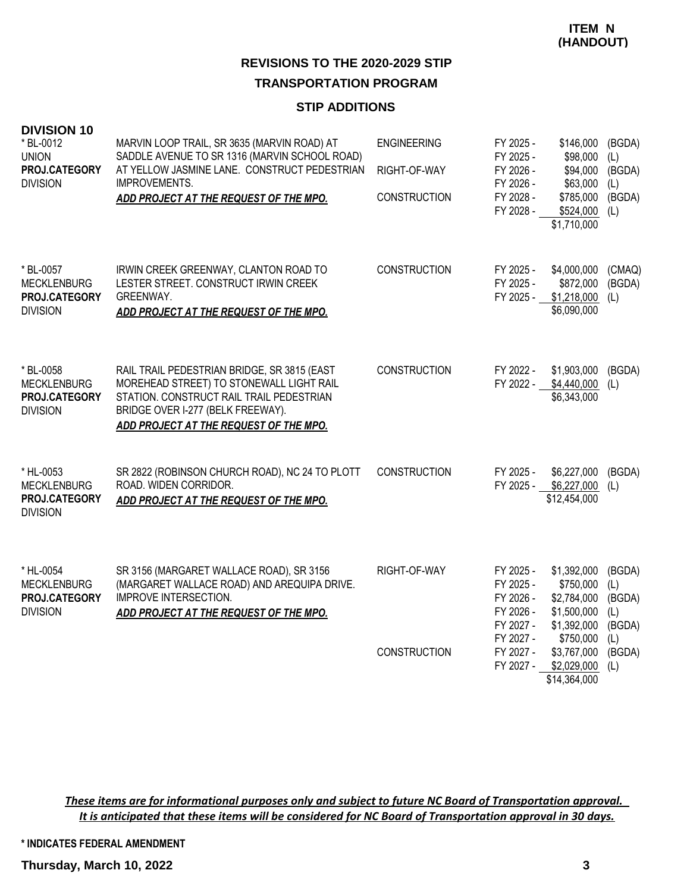**ITEM N (HANDOUT)**

## REVISIONS TO THE 2020-2029 STIP

## TRANSPORTATION PROGRAM

### STIP ADDITIONS

### DIVISION 10

| Project | Description | Phase | Fiscal Year | Amount | Fund |
|---|---|---|---|---|---|
| * BL-0012<br>UNION<br>**PROJ.CATEGORY**<br>DIVISION | MARVIN LOOP TRAIL, SR 3635 (MARVIN ROAD) AT SADDLE AVENUE TO SR 1316 (MARVIN SCHOOL ROAD) AT YELLOW JASMINE LANE. CONSTRUCT PEDESTRIAN IMPROVEMENTS.<br>***ADD PROJECT AT THE REQUEST OF THE MPO.*** | ENGINEERING | FY 2025 - | $146,000 | (BGDA) |
| | | | FY 2025 - | $98,000 | (L) |
| | | RIGHT-OF-WAY | FY 2026 - | $94,000 | (BGDA) |
| | | | FY 2026 - | $63,000 | (L) |
| | | CONSTRUCTION | FY 2028 - | $785,000 | (BGDA) |
| | | | FY 2028 - | $524,000 | (L) |
| | | | | $1,710,000 | |
| * BL-0057<br>MECKLENBURG<br>**PROJ.CATEGORY**<br>DIVISION | IRWIN CREEK GREENWAY, CLANTON ROAD TO LESTER STREET. CONSTRUCT IRWIN CREEK GREENWAY.<br>***ADD PROJECT AT THE REQUEST OF THE MPO.*** | CONSTRUCTION | FY 2025 - | $4,000,000 | (CMAQ) |
| | | | FY 2025 - | $872,000 | (BGDA) |
| | | | FY 2025 - | $1,218,000 | (L) |
| | | | | $6,090,000 | |
| * BL-0058<br>MECKLENBURG<br>**PROJ.CATEGORY**<br>DIVISION | RAIL TRAIL PEDESTRIAN BRIDGE, SR 3815 (EAST MOREHEAD STREET) TO STONEWALL LIGHT RAIL STATION. CONSTRUCT RAIL TRAIL PEDESTRIAN BRIDGE OVER I-277 (BELK FREEWAY).<br>***ADD PROJECT AT THE REQUEST OF THE MPO.*** | CONSTRUCTION | FY 2022 - | $1,903,000 | (BGDA) |
| | | | FY 2022 - | $4,440,000 | (L) |
| | | | | $6,343,000 | |
| * HL-0053<br>MECKLENBURG<br>**PROJ.CATEGORY**<br>DIVISION | SR 2822 (ROBINSON CHURCH ROAD), NC 24 TO PLOTT ROAD. WIDEN CORRIDOR.<br>***ADD PROJECT AT THE REQUEST OF THE MPO.*** | CONSTRUCTION | FY 2025 - | $6,227,000 | (BGDA) |
| | | | FY 2025 - | $6,227,000 | (L) |
| | | | | $12,454,000 | |
| * HL-0054<br>MECKLENBURG<br>**PROJ.CATEGORY**<br>DIVISION | SR 3156 (MARGARET WALLACE ROAD), SR 3156 (MARGARET WALLACE ROAD) AND AREQUIPA DRIVE. IMPROVE INTERSECTION.<br>***ADD PROJECT AT THE REQUEST OF THE MPO.*** | RIGHT-OF-WAY | FY 2025 - | $1,392,000 | (BGDA) |
| | | | FY 2025 - | $750,000 | (L) |
| | | | FY 2026 - | $2,784,000 | (BGDA) |
| | | | FY 2026 - | $1,500,000 | (L) |
| | | | FY 2027 - | $1,392,000 | (BGDA) |
| | | | FY 2027 - | $750,000 | (L) |
| | | CONSTRUCTION | FY 2027 - | $3,767,000 | (BGDA) |
| | | | FY 2027 - | $2,029,000 | (L) |
| | | | | $14,364,000 | |

***These items are for informational purposes only and subject to future NC Board of Transportation approval. It is anticipated that these items will be considered for NC Board of Transportation approval in 30 days.***

\* INDICATES FEDERAL AMENDMENT

**Thursday, March 10, 2022**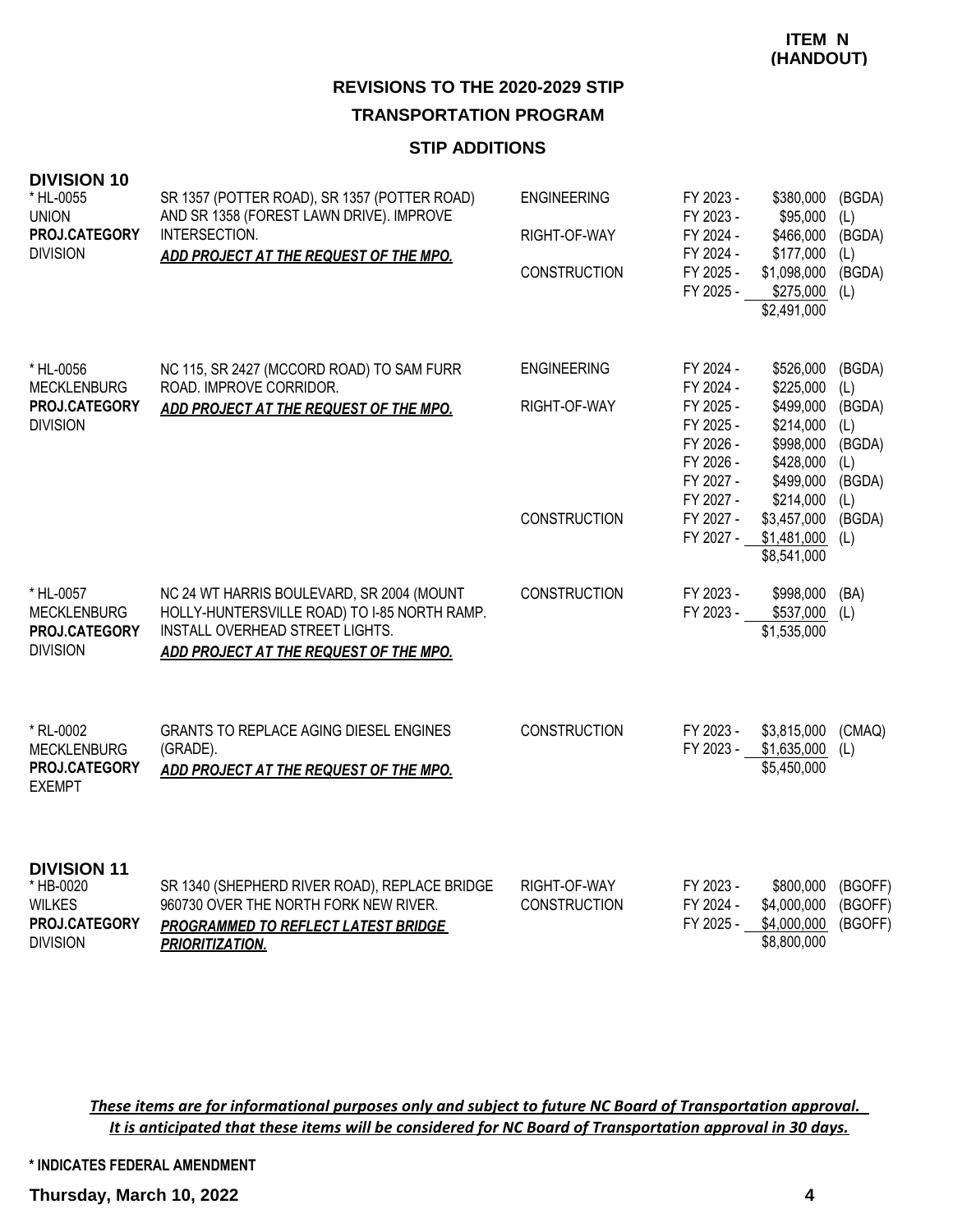**ITEM N (HANDOUT)**

## REVISIONS TO THE 2020-2029 STIP

## TRANSPORTATION PROGRAM

### STIP ADDITIONS

### DIVISION 10

| Project | Description | Phase | Fiscal Year | Amount | Source |
|---|---|---|---|---|---|
| * HL-0055<br>UNION<br>**PROJ.CATEGORY**<br>DIVISION | SR 1357 (POTTER ROAD), SR 1357 (POTTER ROAD) AND SR 1358 (FOREST LAWN DRIVE). IMPROVE INTERSECTION.<br>***ADD PROJECT AT THE REQUEST OF THE MPO.*** | ENGINEERING | FY 2023 - | $380,000 | (BGDA) |
| | | | FY 2023 - | $95,000 | (L) |
| | | RIGHT-OF-WAY | FY 2024 - | $466,000 | (BGDA) |
| | | | FY 2024 - | $177,000 | (L) |
| | | CONSTRUCTION | FY 2025 - | $1,098,000 | (BGDA) |
| | | | FY 2025 - | $275,000 | (L) |
| | | | | $2,491,000 | |
| * HL-0056<br>MECKLENBURG<br>**PROJ.CATEGORY**<br>DIVISION | NC 115, SR 2427 (MCCORD ROAD) TO SAM FURR ROAD. IMPROVE CORRIDOR.<br>***ADD PROJECT AT THE REQUEST OF THE MPO.*** | ENGINEERING | FY 2024 - | $526,000 | (BGDA) |
| | | | FY 2024 - | $225,000 | (L) |
| | | RIGHT-OF-WAY | FY 2025 - | $499,000 | (BGDA) |
| | | | FY 2025 - | $214,000 | (L) |
| | | | FY 2026 - | $998,000 | (BGDA) |
| | | | FY 2026 - | $428,000 | (L) |
| | | | FY 2027 - | $499,000 | (BGDA) |
| | | | FY 2027 - | $214,000 | (L) |
| | | CONSTRUCTION | FY 2027 - | $3,457,000 | (BGDA) |
| | | | FY 2027 - | $1,481,000 | (L) |
| | | | | $8,541,000 | |
| * HL-0057<br>MECKLENBURG<br>**PROJ.CATEGORY**<br>DIVISION | NC 24 WT HARRIS BOULEVARD, SR 2004 (MOUNT HOLLY-HUNTERSVILLE ROAD) TO I-85 NORTH RAMP. INSTALL OVERHEAD STREET LIGHTS.<br>***ADD PROJECT AT THE REQUEST OF THE MPO.*** | CONSTRUCTION | FY 2023 - | $998,000 | (BA) |
| | | | FY 2023 - | $537,000 | (L) |
| | | | | $1,535,000 | |
| * RL-0002<br>MECKLENBURG<br>**PROJ.CATEGORY**<br>EXEMPT | GRANTS TO REPLACE AGING DIESEL ENGINES (GRADE).<br>***ADD PROJECT AT THE REQUEST OF THE MPO.*** | CONSTRUCTION | FY 2023 - | $3,815,000 | (CMAQ) |
| | | | FY 2023 - | $1,635,000 | (L) |
| | | | | $5,450,000 | |

### DIVISION 11

| Project | Description | Phase | Fiscal Year | Amount | Source |
|---|---|---|---|---|---|
| * HB-0020<br>WILKES<br>**PROJ.CATEGORY**<br>DIVISION | SR 1340 (SHEPHERD RIVER ROAD), REPLACE BRIDGE 960730 OVER THE NORTH FORK NEW RIVER.<br>***PROGRAMMED TO REFLECT LATEST BRIDGE PRIORITIZATION.*** | RIGHT-OF-WAY | FY 2023 - | $800,000 | (BGOFF) |
| | | CONSTRUCTION | FY 2024 - | $4,000,000 | (BGOFF) |
| | | | FY 2025 - | $4,000,000 | (BGOFF) |
| | | | | $8,800,000 | |

***These items are for informational purposes only and subject to future NC Board of Transportation approval. It is anticipated that these items will be considered for NC Board of Transportation approval in 30 days.***

**\* INDICATES FEDERAL AMENDMENT**

**Thursday, March 10, 2022**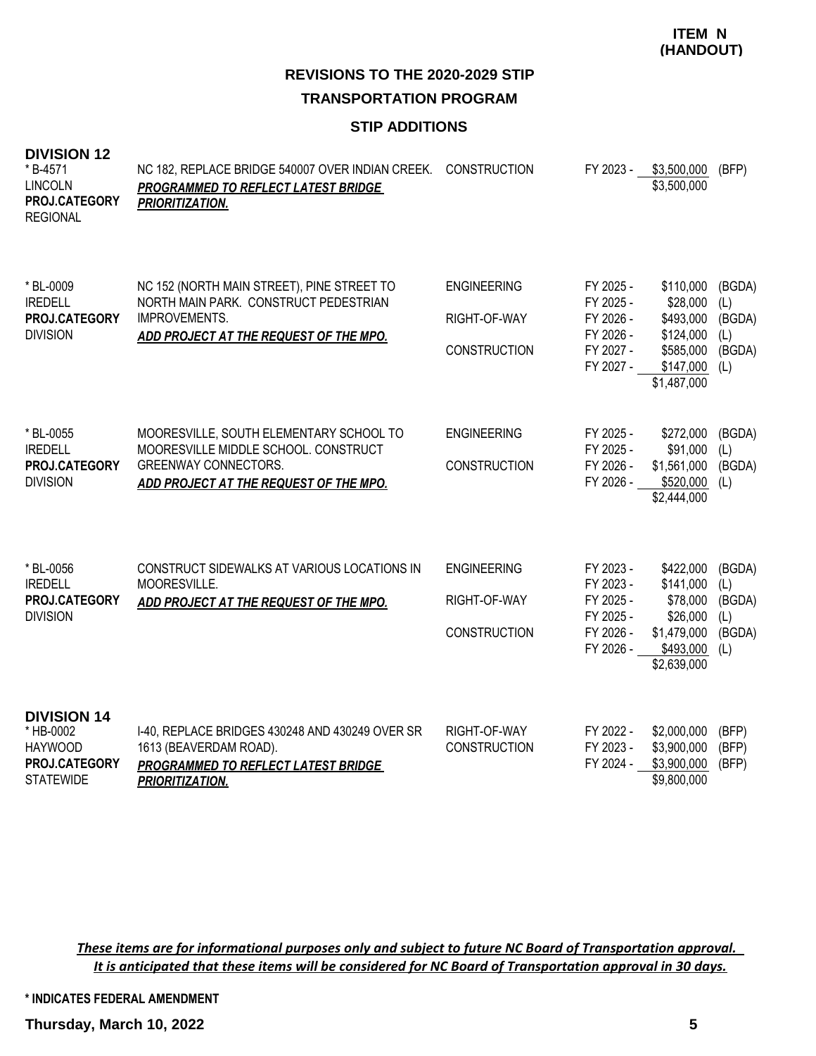**ITEM N (HANDOUT)**

## REVISIONS TO THE 2020-2029 STIP

## TRANSPORTATION PROGRAM

### STIP ADDITIONS

### DIVISION 12

| Project | Description | Phase | Fiscal Year | Amount | Source |
|---|---|---|---|---|---|
| * B-4571<br>LINCOLN<br>**PROJ.CATEGORY**<br>REGIONAL | NC 182, REPLACE BRIDGE 540007 OVER INDIAN CREEK.<br>***PROGRAMMED TO REFLECT LATEST BRIDGE PRIORITIZATION.*** | CONSTRUCTION | FY 2023 - | $3,500,000 | (BFP) |
| | | | | $3,500,000 | |
| * BL-0009<br>IREDELL<br>**PROJ.CATEGORY**<br>DIVISION | NC 152 (NORTH MAIN STREET), PINE STREET TO NORTH MAIN PARK. CONSTRUCT PEDESTRIAN IMPROVEMENTS.<br>***ADD PROJECT AT THE REQUEST OF THE MPO.*** | ENGINEERING | FY 2025 - | $110,000 | (BGDA) |
| | | | FY 2025 - | $28,000 | (L) |
| | | RIGHT-OF-WAY | FY 2026 - | $493,000 | (BGDA) |
| | | | FY 2026 - | $124,000 | (L) |
| | | CONSTRUCTION | FY 2027 - | $585,000 | (BGDA) |
| | | | FY 2027 - | $147,000 | (L) |
| | | | | $1,487,000 | |
| * BL-0055<br>IREDELL<br>**PROJ.CATEGORY**<br>DIVISION | MOORESVILLE, SOUTH ELEMENTARY SCHOOL TO MOORESVILLE MIDDLE SCHOOL. CONSTRUCT GREENWAY CONNECTORS.<br>***ADD PROJECT AT THE REQUEST OF THE MPO.*** | ENGINEERING | FY 2025 - | $272,000 | (BGDA) |
| | | | FY 2025 - | $91,000 | (L) |
| | | CONSTRUCTION | FY 2026 - | $1,561,000 | (BGDA) |
| | | | FY 2026 - | $520,000 | (L) |
| | | | | $2,444,000 | |
| * BL-0056<br>IREDELL<br>**PROJ.CATEGORY**<br>DIVISION | CONSTRUCT SIDEWALKS AT VARIOUS LOCATIONS IN MOORESVILLE.<br>***ADD PROJECT AT THE REQUEST OF THE MPO.*** | ENGINEERING | FY 2023 - | $422,000 | (BGDA) |
| | | | FY 2023 - | $141,000 | (L) |
| | | RIGHT-OF-WAY | FY 2025 - | $78,000 | (BGDA) |
| | | | FY 2025 - | $26,000 | (L) |
| | | CONSTRUCTION | FY 2026 - | $1,479,000 | (BGDA) |
| | | | FY 2026 - | $493,000 | (L) |
| | | | | $2,639,000 | |

### DIVISION 14

| Project | Description | Phase | Fiscal Year | Amount | Source |
|---|---|---|---|---|---|
| * HB-0002<br>HAYWOOD<br>**PROJ.CATEGORY**<br>STATEWIDE | I-40, REPLACE BRIDGES 430248 AND 430249 OVER SR 1613 (BEAVERDAM ROAD).<br>***PROGRAMMED TO REFLECT LATEST BRIDGE PRIORITIZATION.*** | RIGHT-OF-WAY | FY 2022 - | $2,000,000 | (BFP) |
| | | CONSTRUCTION | FY 2023 - | $3,900,000 | (BFP) |
| | | | FY 2024 - | $3,900,000 | (BFP) |
| | | | | $9,800,000 | |

*These items are for informational purposes only and subject to future NC Board of Transportation approval. It is anticipated that these items will be considered for NC Board of Transportation approval in 30 days.*

**\* INDICATES FEDERAL AMENDMENT**

**Thursday, March 10, 2022**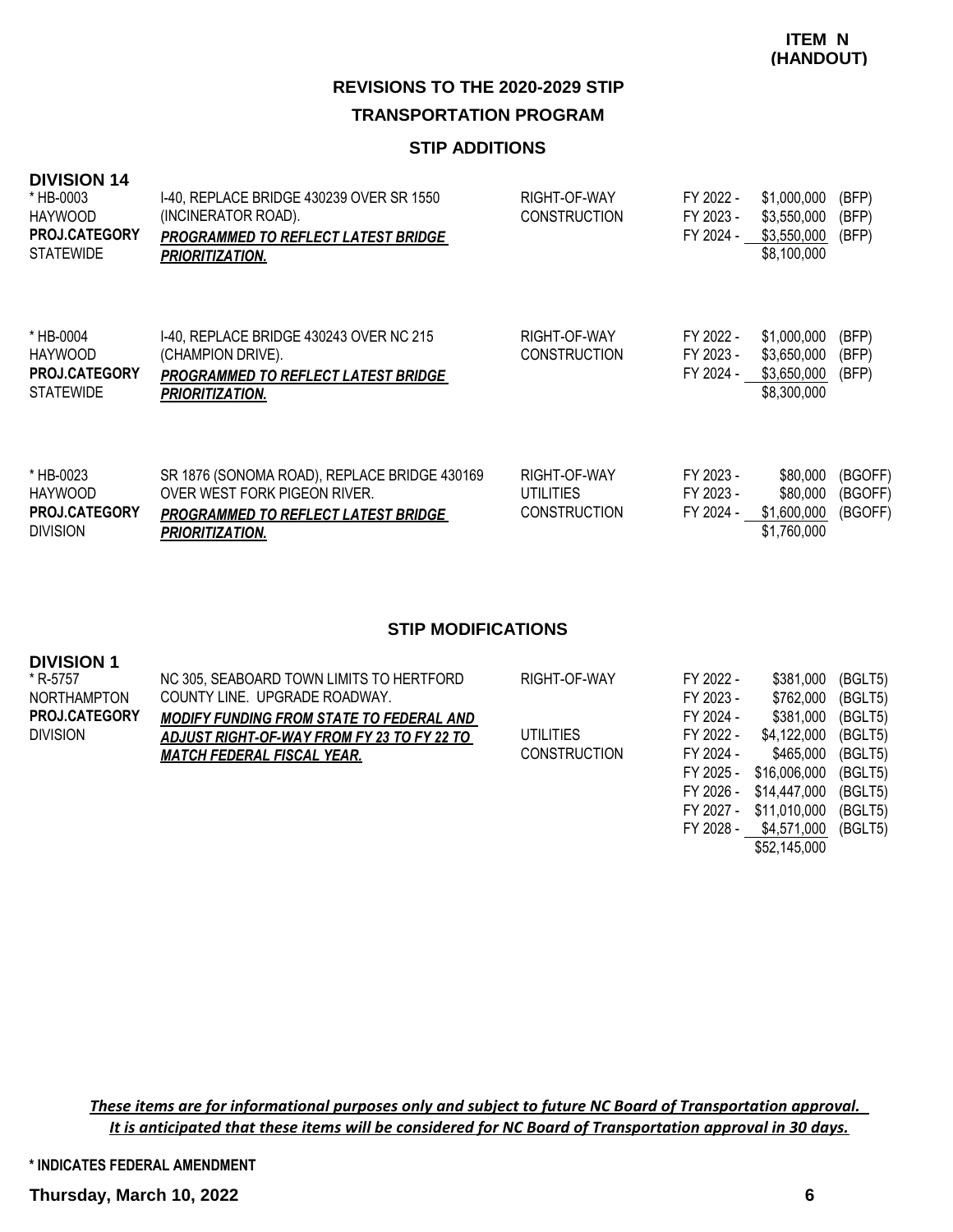**ITEM N
(HANDOUT)**

## REVISIONS TO THE 2020-2029 STIP

## TRANSPORTATION PROGRAM

### STIP ADDITIONS

**DIVISION 14**

| Project | Description | Work Type | Fiscal Year | Amount | Fund |
|---|---|---|---|---|---|
| * HB-0003<br>HAYWOOD<br>**PROJ.CATEGORY**<br>STATEWIDE | I-40, REPLACE BRIDGE 430239 OVER SR 1550 (INCINERATOR ROAD).<br>***PROGRAMMED TO REFLECT LATEST BRIDGE PRIORITIZATION.*** | RIGHT-OF-WAY | FY 2022 - | $1,000,000 | (BFP) |
| | | CONSTRUCTION | FY 2023 - | $3,550,000 | (BFP) |
| | | | FY 2024 - | $3,550,000 | (BFP) |
| | | | | $8,100,000 | |
| * HB-0004<br>HAYWOOD<br>**PROJ.CATEGORY**<br>STATEWIDE | I-40, REPLACE BRIDGE 430243 OVER NC 215 (CHAMPION DRIVE).<br>***PROGRAMMED TO REFLECT LATEST BRIDGE PRIORITIZATION.*** | RIGHT-OF-WAY | FY 2022 - | $1,000,000 | (BFP) |
| | | CONSTRUCTION | FY 2023 - | $3,650,000 | (BFP) |
| | | | FY 2024 - | $3,650,000 | (BFP) |
| | | | | $8,300,000 | |
| * HB-0023<br>HAYWOOD<br>**PROJ.CATEGORY**<br>DIVISION | SR 1876 (SONOMA ROAD), REPLACE BRIDGE 430169 OVER WEST FORK PIGEON RIVER.<br>***PROGRAMMED TO REFLECT LATEST BRIDGE PRIORITIZATION.*** | RIGHT-OF-WAY | FY 2023 - | $80,000 | (BGOFF) |
| | | UTILITIES | FY 2023 - | $80,000 | (BGOFF) |
| | | CONSTRUCTION | FY 2024 - | $1,600,000 | (BGOFF) |
| | | | | $1,760,000 | |

### STIP MODIFICATIONS

**DIVISION 1**

| Project | Description | Work Type | Fiscal Year | Amount | Fund |
|---|---|---|---|---|---|
| * R-5757<br>NORTHAMPTON<br>**PROJ.CATEGORY**<br>DIVISION | NC 305, SEABOARD TOWN LIMITS TO HERTFORD COUNTY LINE. UPGRADE ROADWAY.<br>***MODIFY FUNDING FROM STATE TO FEDERAL AND ADJUST RIGHT-OF-WAY FROM FY 23 TO FY 22 TO MATCH FEDERAL FISCAL YEAR.*** | RIGHT-OF-WAY | FY 2022 - | $381,000 | (BGLT5) |
| | | | FY 2023 - | $762,000 | (BGLT5) |
| | | | FY 2024 - | $381,000 | (BGLT5) |
| | | UTILITIES | FY 2022 - | $4,122,000 | (BGLT5) |
| | | CONSTRUCTION | FY 2024 - | $465,000 | (BGLT5) |
| | | | FY 2025 - | $16,006,000 | (BGLT5) |
| | | | FY 2026 - | $14,447,000 | (BGLT5) |
| | | | FY 2027 - | $11,010,000 | (BGLT5) |
| | | | FY 2028 - | $4,571,000 | (BGLT5) |
| | | | | $52,145,000 | |

*These items are for informational purposes only and subject to future NC Board of Transportation approval. It is anticipated that these items will be considered for NC Board of Transportation approval in 30 days.*

**\* INDICATES FEDERAL AMENDMENT**

**Thursday, March 10, 2022**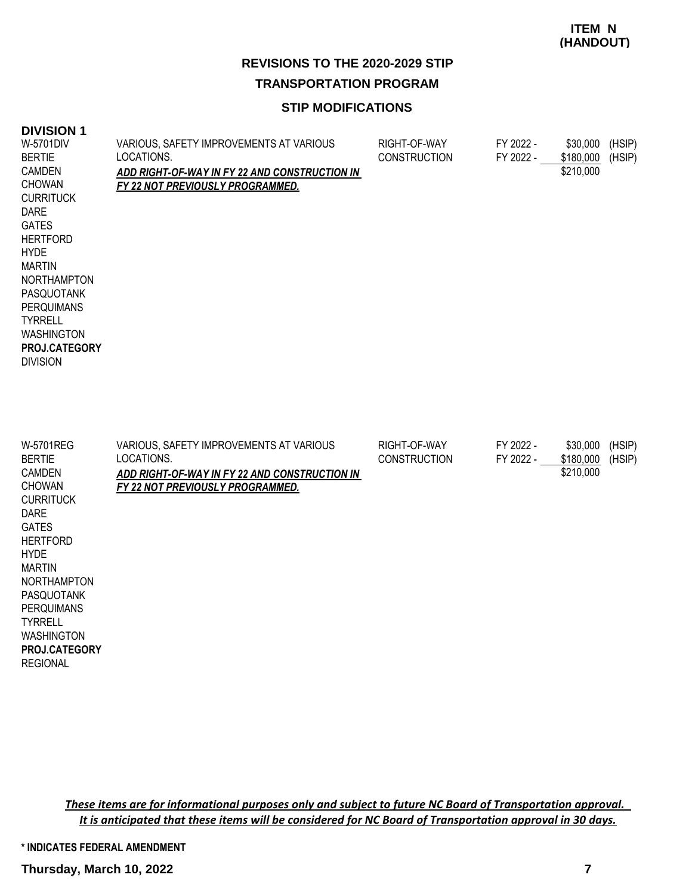**ITEM N (HANDOUT)**

## REVISIONS TO THE 2020-2029 STIP

## TRANSPORTATION PROGRAM

### STIP MODIFICATIONS

### DIVISION 1

W-5701DIV
BERTIE
CAMDEN
CHOWAN
CURRITUCK
DARE
GATES
HERTFORD
HYDE
MARTIN
NORTHAMPTON
PASQUOTANK
PERQUIMANS
TYRRELL
WASHINGTON
**PROJ.CATEGORY**
DIVISION

VARIOUS, SAFETY IMPROVEMENTS AT VARIOUS LOCATIONS.

***ADD RIGHT-OF-WAY IN FY 22 AND CONSTRUCTION IN FY 22 NOT PREVIOUSLY PROGRAMMED.***

| | | | |
|---|---|---|---|
| RIGHT-OF-WAY | FY 2022 - | $30,000 | (HSIP) |
| CONSTRUCTION | FY 2022 - | $180,000 | (HSIP) |
| | | $210,000 | |

W-5701REG
BERTIE
CAMDEN
CHOWAN
CURRITUCK
DARE
GATES
HERTFORD
HYDE
MARTIN
NORTHAMPTON
PASQUOTANK
PERQUIMANS
TYRRELL
WASHINGTON
**PROJ.CATEGORY**
REGIONAL

VARIOUS, SAFETY IMPROVEMENTS AT VARIOUS LOCATIONS.

***ADD RIGHT-OF-WAY IN FY 22 AND CONSTRUCTION IN FY 22 NOT PREVIOUSLY PROGRAMMED.***

| | | | |
|---|---|---|---|
| RIGHT-OF-WAY | FY 2022 - | $30,000 | (HSIP) |
| CONSTRUCTION | FY 2022 - | $180,000 | (HSIP) |
| | | $210,000 | |

***These items are for informational purposes only and subject to future NC Board of Transportation approval. It is anticipated that these items will be considered for NC Board of Transportation approval in 30 days.***

**\* INDICATES FEDERAL AMENDMENT**

**Thursday, March 10, 2022**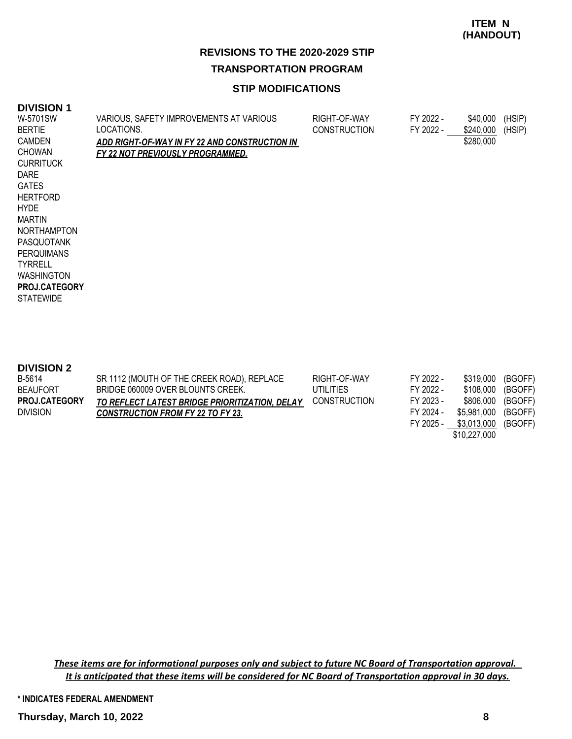**ITEM N (HANDOUT)**

## REVISIONS TO THE 2020-2029 STIP

## TRANSPORTATION PROGRAM

### STIP MODIFICATIONS

### DIVISION 1

| | | | | | |
|---|---|---|---|---|---|
| W-5701SW<br>BERTIE<br>CAMDEN<br>CHOWAN<br>CURRITUCK<br>DARE<br>GATES<br>HERTFORD<br>HYDE<br>MARTIN<br>NORTHAMPTON<br>PASQUOTANK<br>PERQUIMANS<br>TYRRELL<br>WASHINGTON<br>**PROJ.CATEGORY**<br>STATEWIDE | VARIOUS, SAFETY IMPROVEMENTS AT VARIOUS LOCATIONS.<br>***ADD RIGHT-OF-WAY IN FY 22 AND CONSTRUCTION IN FY 22 NOT PREVIOUSLY PROGRAMMED.*** | RIGHT-OF-WAY<br>CONSTRUCTION | FY 2022 -<br>FY 2022 - | \$40,000<br>\$240,000<br>\$280,000 | (HSIP)<br>(HSIP) |

### DIVISION 2

| | | | | | |
|---|---|---|---|---|---|
| B-5614<br>BEAUFORT<br>**PROJ.CATEGORY**<br>DIVISION | SR 1112 (MOUTH OF THE CREEK ROAD), REPLACE BRIDGE 060009 OVER BLOUNTS CREEK.<br>***TO REFLECT LATEST BRIDGE PRIORITIZATION, DELAY CONSTRUCTION FROM FY 22 TO FY 23.*** | RIGHT-OF-WAY<br>UTILITIES<br>CONSTRUCTION | FY 2022 -<br>FY 2022 -<br>FY 2023 -<br>FY 2024 -<br>FY 2025 - | \$319,000<br>\$108,000<br>\$806,000<br>\$5,981,000<br>\$3,013,000<br>\$10,227,000 | (BGOFF)<br>(BGOFF)<br>(BGOFF)<br>(BGOFF)<br>(BGOFF) |

*These items are for informational purposes only and subject to future NC Board of Transportation approval. It is anticipated that these items will be considered for NC Board of Transportation approval in 30 days.*

**\* INDICATES FEDERAL AMENDMENT**

**Thursday, March 10, 2022**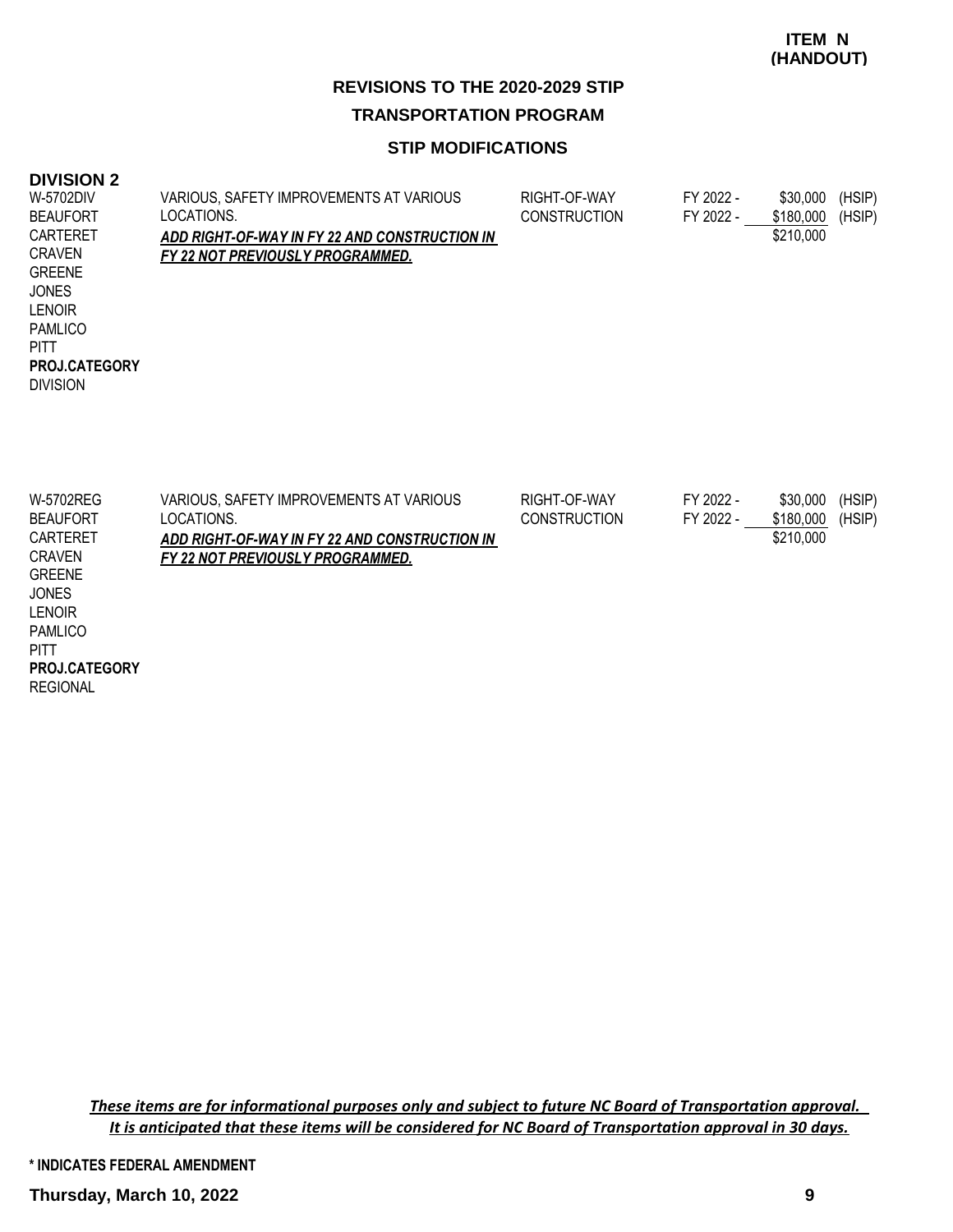**ITEM N (HANDOUT)**

# REVISIONS TO THE 2020-2029 STIP

## TRANSPORTATION PROGRAM

### STIP MODIFICATIONS

**DIVISION 2**

| | | | | | |
|---|---|---|---|---|---|
| W-5702DIV<br>BEAUFORT<br>CARTERET<br>CRAVEN<br>GREENE<br>JONES<br>LENOIR<br>PAMLICO<br>PITT<br>**PROJ.CATEGORY**<br>DIVISION | VARIOUS, SAFETY IMPROVEMENTS AT VARIOUS LOCATIONS.<br>***ADD RIGHT-OF-WAY IN FY 22 AND CONSTRUCTION IN FY 22 NOT PREVIOUSLY PROGRAMMED.*** | RIGHT-OF-WAY<br>CONSTRUCTION | FY 2022 -<br>FY 2022 - | \$30,000<br>\$180,000<br>\$210,000 | (HSIP)<br>(HSIP) |
| W-5702REG<br>BEAUFORT<br>CARTERET<br>CRAVEN<br>GREENE<br>JONES<br>LENOIR<br>PAMLICO<br>PITT<br>**PROJ.CATEGORY**<br>REGIONAL | VARIOUS, SAFETY IMPROVEMENTS AT VARIOUS LOCATIONS.<br>***ADD RIGHT-OF-WAY IN FY 22 AND CONSTRUCTION IN FY 22 NOT PREVIOUSLY PROGRAMMED.*** | RIGHT-OF-WAY<br>CONSTRUCTION | FY 2022 -<br>FY 2022 - | \$30,000<br>\$180,000<br>\$210,000 | (HSIP)<br>(HSIP) |

***These items are for informational purposes only and subject to future NC Board of Transportation approval. It is anticipated that these items will be considered for NC Board of Transportation approval in 30 days.***

**\* INDICATES FEDERAL AMENDMENT**

**Thursday, March 10, 2022**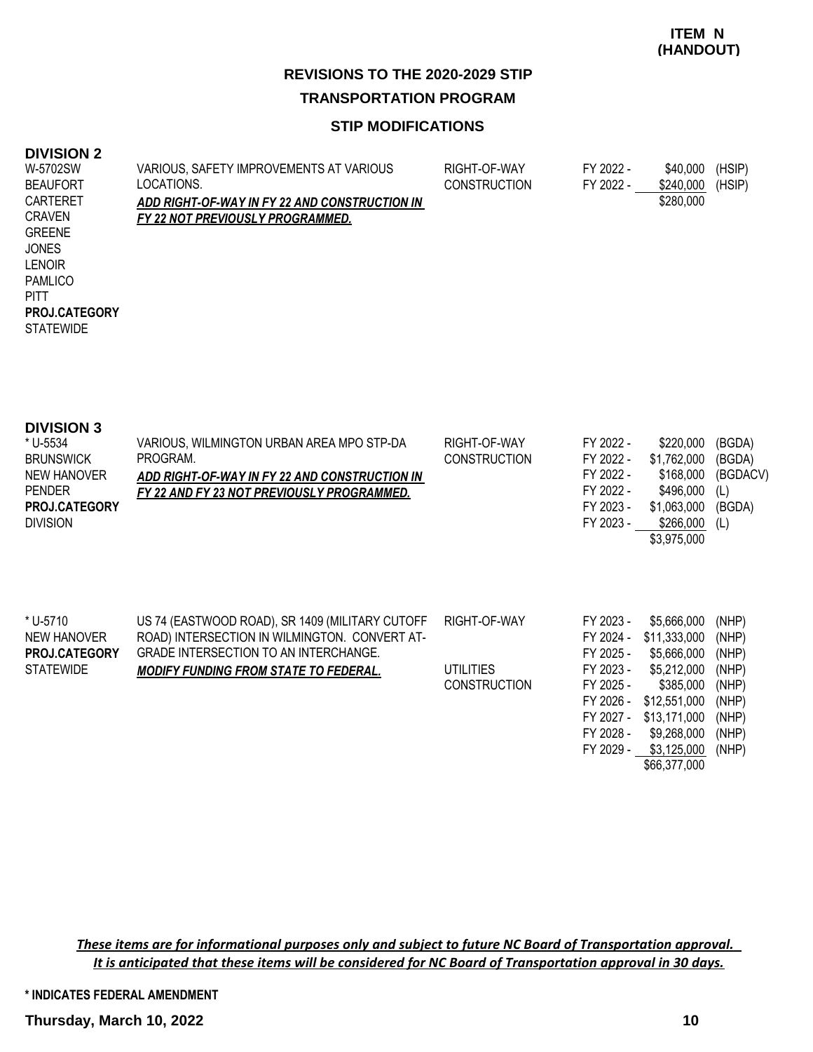**ITEM N (HANDOUT)**

## REVISIONS TO THE 2020-2029 STIP

## TRANSPORTATION PROGRAM

### STIP MODIFICATIONS

### DIVISION 2

| Project | Description | Work Type | Fiscal Year | Amount | Fund |
|---|---|---|---|---|---|
| W-5702SW<br>BEAUFORT<br>CARTERET<br>CRAVEN<br>GREENE<br>JONES<br>LENOIR<br>PAMLICO<br>PITT<br>**PROJ.CATEGORY**<br>STATEWIDE | VARIOUS, SAFETY IMPROVEMENTS AT VARIOUS LOCATIONS.<br>***ADD RIGHT-OF-WAY IN FY 22 AND CONSTRUCTION IN FY 22 NOT PREVIOUSLY PROGRAMMED.*** | RIGHT-OF-WAY | FY 2022 - | $40,000 | (HSIP) |
| | | CONSTRUCTION | FY 2022 - | $240,000 | (HSIP) |
| | | | | $280,000 | |

### DIVISION 3

| Project | Description | Work Type | Fiscal Year | Amount | Fund |
|---|---|---|---|---|---|
| * U-5534<br>BRUNSWICK<br>NEW HANOVER<br>PENDER<br>**PROJ.CATEGORY**<br>DIVISION | VARIOUS, WILMINGTON URBAN AREA MPO STP-DA PROGRAM.<br>***ADD RIGHT-OF-WAY IN FY 22 AND CONSTRUCTION IN FY 22 AND FY 23 NOT PREVIOUSLY PROGRAMMED.*** | RIGHT-OF-WAY | FY 2022 - | $220,000 | (BGDA) |
| | | CONSTRUCTION | FY 2022 - | $1,762,000 | (BGDA) |
| | | | FY 2022 - | $168,000 | (BGDACV) |
| | | | FY 2022 - | $496,000 | (L) |
| | | | FY 2023 - | $1,063,000 | (BGDA) |
| | | | FY 2023 - | $266,000 | (L) |
| | | | | $3,975,000 | |

| Project | Description | Work Type | Fiscal Year | Amount | Fund |
|---|---|---|---|---|---|
| * U-5710<br>NEW HANOVER<br>**PROJ.CATEGORY**<br>STATEWIDE | US 74 (EASTWOOD ROAD), SR 1409 (MILITARY CUTOFF ROAD) INTERSECTION IN WILMINGTON. CONVERT AT-GRADE INTERSECTION TO AN INTERCHANGE.<br>***MODIFY FUNDING FROM STATE TO FEDERAL.*** | RIGHT-OF-WAY | FY 2023 - | $5,666,000 | (NHP) |
| | | | FY 2024 - | $11,333,000 | (NHP) |
| | | | FY 2025 - | $5,666,000 | (NHP) |
| | | UTILITIES | FY 2023 - | $5,212,000 | (NHP) |
| | | CONSTRUCTION | FY 2025 - | $385,000 | (NHP) |
| | | | FY 2026 - | $12,551,000 | (NHP) |
| | | | FY 2027 - | $13,171,000 | (NHP) |
| | | | FY 2028 - | $9,268,000 | (NHP) |
| | | | FY 2029 - | $3,125,000 | (NHP) |
| | | | | $66,377,000 | |

***These items are for informational purposes only and subject to future NC Board of Transportation approval. It is anticipated that these items will be considered for NC Board of Transportation approval in 30 days.***

**\* INDICATES FEDERAL AMENDMENT**

**Thursday, March 10, 2022**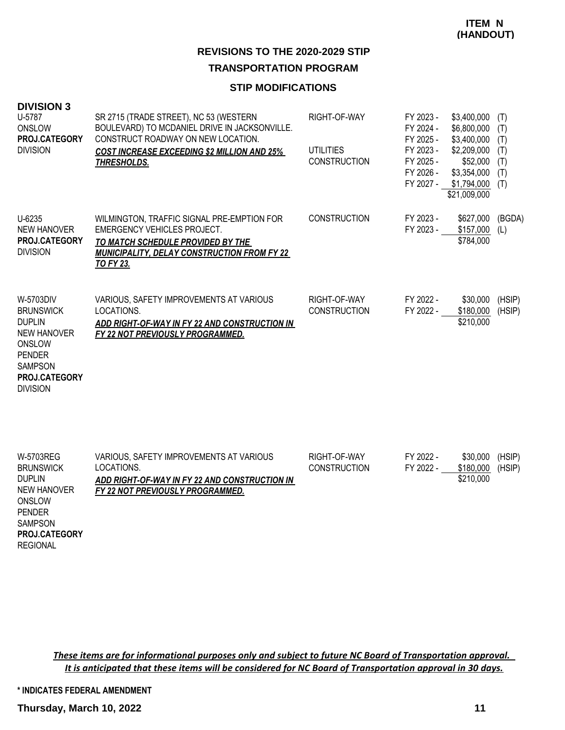**ITEM N (HANDOUT)**

## REVISIONS TO THE 2020-2029 STIP

## TRANSPORTATION PROGRAM

### STIP MODIFICATIONS

### DIVISION 3

| Project | Description | Phase | Fiscal Year | Amount | Fund |
|---|---|---|---|---|---|
| U-5787<br>ONSLOW<br>**PROJ.CATEGORY**<br>DIVISION | SR 2715 (TRADE STREET), NC 53 (WESTERN BOULEVARD) TO MCDANIEL DRIVE IN JACKSONVILLE. CONSTRUCT ROADWAY ON NEW LOCATION.<br>***COST INCREASE EXCEEDING $2 MILLION AND 25% THRESHOLDS.*** | RIGHT-OF-WAY | FY 2023 - | $3,400,000 | (T) |
| | | | FY 2024 - | $6,800,000 | (T) |
| | | | FY 2025 - | $3,400,000 | (T) |
| | | UTILITIES | FY 2023 - | $2,209,000 | (T) |
| | | CONSTRUCTION | FY 2025 - | $52,000 | (T) |
| | | | FY 2026 - | $3,354,000 | (T) |
| | | | FY 2027 - | $1,794,000 | (T) |
| | | | | $21,009,000 | |
| U-6235<br>NEW HANOVER<br>**PROJ.CATEGORY**<br>DIVISION | WILMINGTON, TRAFFIC SIGNAL PRE-EMPTION FOR EMERGENCY VEHICLES PROJECT.<br>***TO MATCH SCHEDULE PROVIDED BY THE MUNICIPALITY, DELAY CONSTRUCTION FROM FY 22 TO FY 23.*** | CONSTRUCTION | FY 2023 - | $627,000 | (BGDA) |
| | | | FY 2023 - | $157,000 | (L) |
| | | | | $784,000 | |
| W-5703DIV<br>BRUNSWICK<br>DUPLIN<br>NEW HANOVER<br>ONSLOW<br>PENDER<br>SAMPSON<br>**PROJ.CATEGORY**<br>DIVISION | VARIOUS, SAFETY IMPROVEMENTS AT VARIOUS LOCATIONS.<br>***ADD RIGHT-OF-WAY IN FY 22 AND CONSTRUCTION IN FY 22 NOT PREVIOUSLY PROGRAMMED.*** | RIGHT-OF-WAY | FY 2022 - | $30,000 | (HSIP) |
| | | CONSTRUCTION | FY 2022 - | $180,000 | (HSIP) |
| | | | | $210,000 | |
| W-5703REG<br>BRUNSWICK<br>DUPLIN<br>NEW HANOVER<br>ONSLOW<br>PENDER<br>SAMPSON<br>**PROJ.CATEGORY**<br>REGIONAL | VARIOUS, SAFETY IMPROVEMENTS AT VARIOUS LOCATIONS.<br>***ADD RIGHT-OF-WAY IN FY 22 AND CONSTRUCTION IN FY 22 NOT PREVIOUSLY PROGRAMMED.*** | RIGHT-OF-WAY | FY 2022 - | $30,000 | (HSIP) |
| | | CONSTRUCTION | FY 2022 - | $180,000 | (HSIP) |
| | | | | $210,000 | |

*These items are for informational purposes only and subject to future NC Board of Transportation approval. It is anticipated that these items will be considered for NC Board of Transportation approval in 30 days.*

\* INDICATES FEDERAL AMENDMENT

**Thursday, March 10, 2022**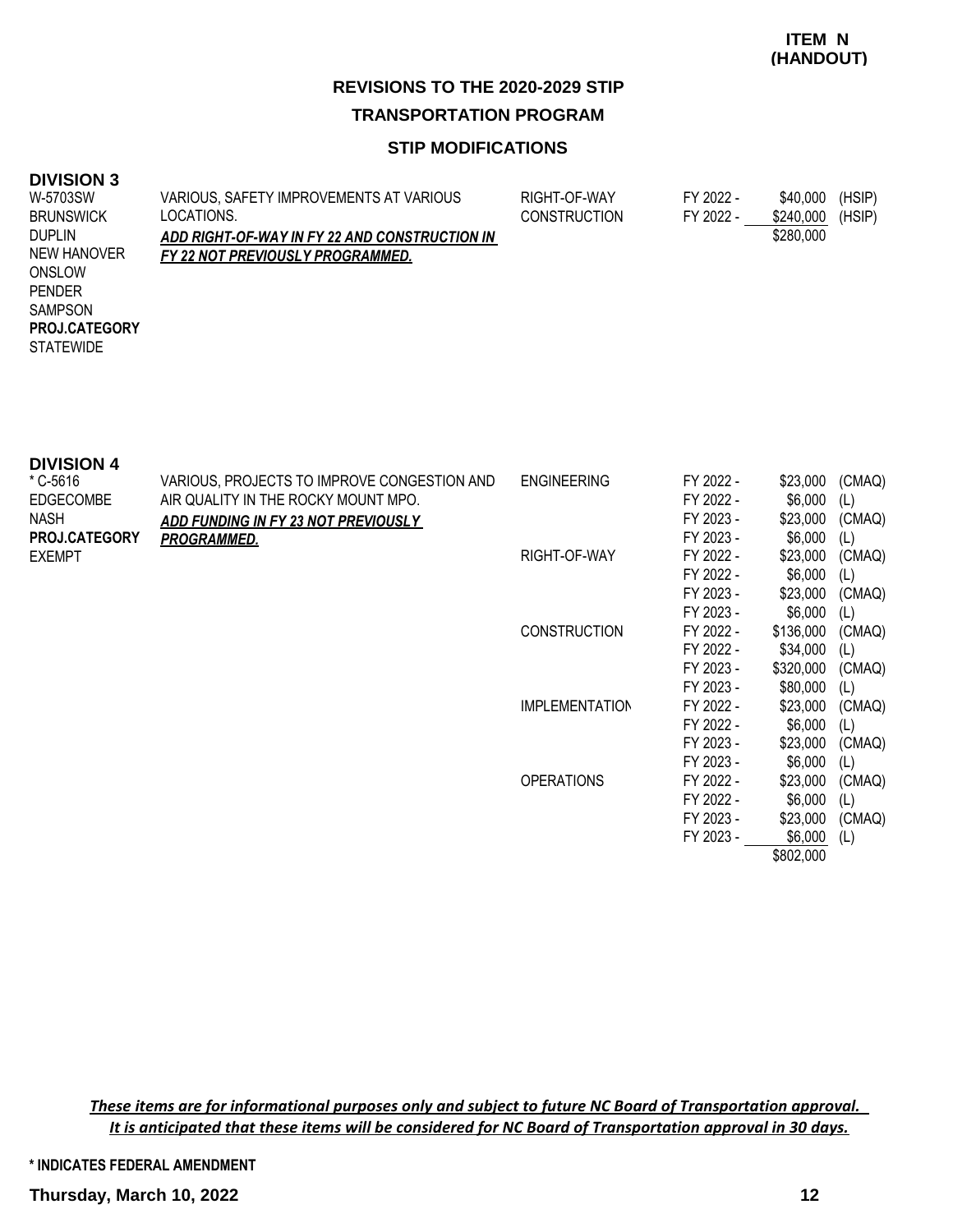**ITEM N (HANDOUT)**

# REVISIONS TO THE 2020-2029 STIP

## TRANSPORTATION PROGRAM

### STIP MODIFICATIONS

**DIVISION 3**

| Project | Description | Work Type | Fiscal Year | Amount | Source |
|---|---|---|---|---|---|
| W-5703SW<br>BRUNSWICK<br>DUPLIN<br>NEW HANOVER<br>ONSLOW<br>PENDER<br>SAMPSON<br>**PROJ.CATEGORY**<br>STATEWIDE | VARIOUS, SAFETY IMPROVEMENTS AT VARIOUS LOCATIONS.<br>***ADD RIGHT-OF-WAY IN FY 22 AND CONSTRUCTION IN FY 22 NOT PREVIOUSLY PROGRAMMED.*** | RIGHT-OF-WAY | FY 2022 - | $40,000 | (HSIP) |
| | | CONSTRUCTION | FY 2022 - | $240,000 | (HSIP) |
| | | | | $280,000 | |

**DIVISION 4**

| Project | Description | Work Type | Fiscal Year | Amount | Source |
|---|---|---|---|---|---|
| * C-5616<br>EDGECOMBE<br>NASH<br>**PROJ.CATEGORY**<br>EXEMPT | VARIOUS, PROJECTS TO IMPROVE CONGESTION AND AIR QUALITY IN THE ROCKY MOUNT MPO.<br>***ADD FUNDING IN FY 23 NOT PREVIOUSLY PROGRAMMED.*** | ENGINEERING | FY 2022 - | $23,000 | (CMAQ) |
| | | | FY 2022 - | $6,000 | (L) |
| | | | FY 2023 - | $23,000 | (CMAQ) |
| | | | FY 2023 - | $6,000 | (L) |
| | | RIGHT-OF-WAY | FY 2022 - | $23,000 | (CMAQ) |
| | | | FY 2022 - | $6,000 | (L) |
| | | | FY 2023 - | $23,000 | (CMAQ) |
| | | | FY 2023 - | $6,000 | (L) |
| | | CONSTRUCTION | FY 2022 - | $136,000 | (CMAQ) |
| | | | FY 2022 - | $34,000 | (L) |
| | | | FY 2023 - | $320,000 | (CMAQ) |
| | | | FY 2023 - | $80,000 | (L) |
| | | IMPLEMENTATION | FY 2022 - | $23,000 | (CMAQ) |
| | | | FY 2022 - | $6,000 | (L) |
| | | | FY 2023 - | $23,000 | (CMAQ) |
| | | | FY 2023 - | $6,000 | (L) |
| | | OPERATIONS | FY 2022 - | $23,000 | (CMAQ) |
| | | | FY 2022 - | $6,000 | (L) |
| | | | FY 2023 - | $23,000 | (CMAQ) |
| | | | FY 2023 - | $6,000 | (L) |
| | | | | $802,000 | |

***These items are for informational purposes only and subject to future NC Board of Transportation approval. It is anticipated that these items will be considered for NC Board of Transportation approval in 30 days.***

**\* INDICATES FEDERAL AMENDMENT**

**Thursday, March 10, 2022**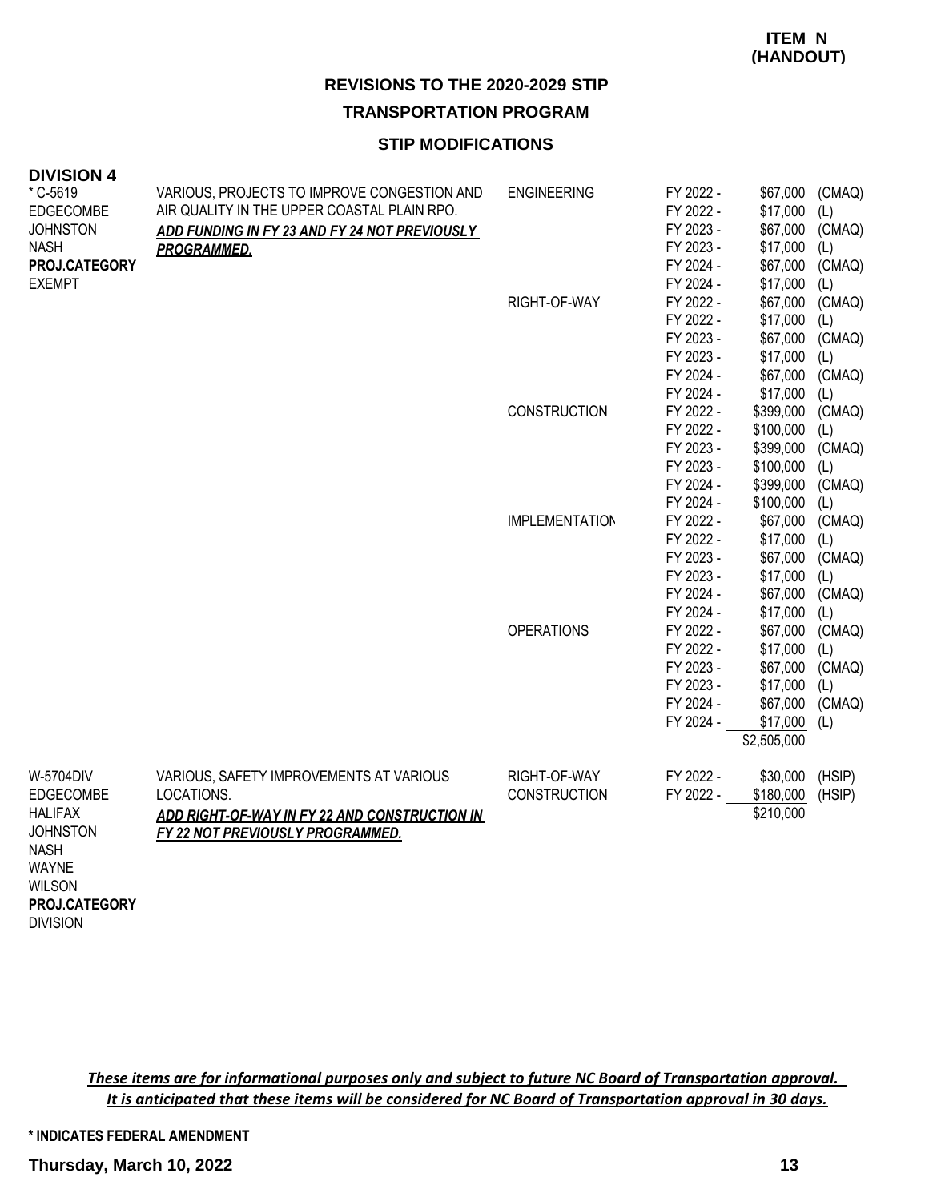**ITEM N (HANDOUT)**

## REVISIONS TO THE 2020-2029 STIP

## TRANSPORTATION PROGRAM

### STIP MODIFICATIONS

### DIVISION 4

| Project | Description | Phase | Fiscal Year | Amount | Fund |
|---|---|---|---|---|---|
| * C-5619<br>EDGECOMBE<br>JOHNSTON<br>NASH<br>**PROJ.CATEGORY**<br>EXEMPT | VARIOUS, PROJECTS TO IMPROVE CONGESTION AND AIR QUALITY IN THE UPPER COASTAL PLAIN RPO.<br>***ADD FUNDING IN FY 23 AND FY 24 NOT PREVIOUSLY PROGRAMMED.*** | ENGINEERING | FY 2022 - | $67,000 | (CMAQ) |
| | | | FY 2022 - | $17,000 | (L) |
| | | | FY 2023 - | $67,000 | (CMAQ) |
| | | | FY 2023 - | $17,000 | (L) |
| | | | FY 2024 - | $67,000 | (CMAQ) |
| | | | FY 2024 - | $17,000 | (L) |
| | | RIGHT-OF-WAY | FY 2022 - | $67,000 | (CMAQ) |
| | | | FY 2022 - | $17,000 | (L) |
| | | | FY 2023 - | $67,000 | (CMAQ) |
| | | | FY 2023 - | $17,000 | (L) |
| | | | FY 2024 - | $67,000 | (CMAQ) |
| | | | FY 2024 - | $17,000 | (L) |
| | | CONSTRUCTION | FY 2022 - | $399,000 | (CMAQ) |
| | | | FY 2022 - | $100,000 | (L) |
| | | | FY 2023 - | $399,000 | (CMAQ) |
| | | | FY 2023 - | $100,000 | (L) |
| | | | FY 2024 - | $399,000 | (CMAQ) |
| | | | FY 2024 - | $100,000 | (L) |
| | | IMPLEMENTATION | FY 2022 - | $67,000 | (CMAQ) |
| | | | FY 2022 - | $17,000 | (L) |
| | | | FY 2023 - | $67,000 | (CMAQ) |
| | | | FY 2023 - | $17,000 | (L) |
| | | | FY 2024 - | $67,000 | (CMAQ) |
| | | | FY 2024 - | $17,000 | (L) |
| | | OPERATIONS | FY 2022 - | $67,000 | (CMAQ) |
| | | | FY 2022 - | $17,000 | (L) |
| | | | FY 2023 - | $67,000 | (CMAQ) |
| | | | FY 2023 - | $17,000 | (L) |
| | | | FY 2024 - | $67,000 | (CMAQ) |
| | | | FY 2024 - | $17,000 | (L) |
| | | | | $2,505,000 | |
| W-5704DIV<br>EDGECOMBE<br>HALIFAX<br>JOHNSTON<br>NASH<br>WAYNE<br>WILSON<br>**PROJ.CATEGORY**<br>DIVISION | VARIOUS, SAFETY IMPROVEMENTS AT VARIOUS LOCATIONS.<br>***ADD RIGHT-OF-WAY IN FY 22 AND CONSTRUCTION IN FY 22 NOT PREVIOUSLY PROGRAMMED.*** | RIGHT-OF-WAY | FY 2022 - | $30,000 | (HSIP) |
| | | CONSTRUCTION | FY 2022 - | $180,000 | (HSIP) |
| | | | | $210,000 | |

***These items are for informational purposes only and subject to future NC Board of Transportation approval. It is anticipated that these items will be considered for NC Board of Transportation approval in 30 days.***

\* INDICATES FEDERAL AMENDMENT

**Thursday, March 10, 2022**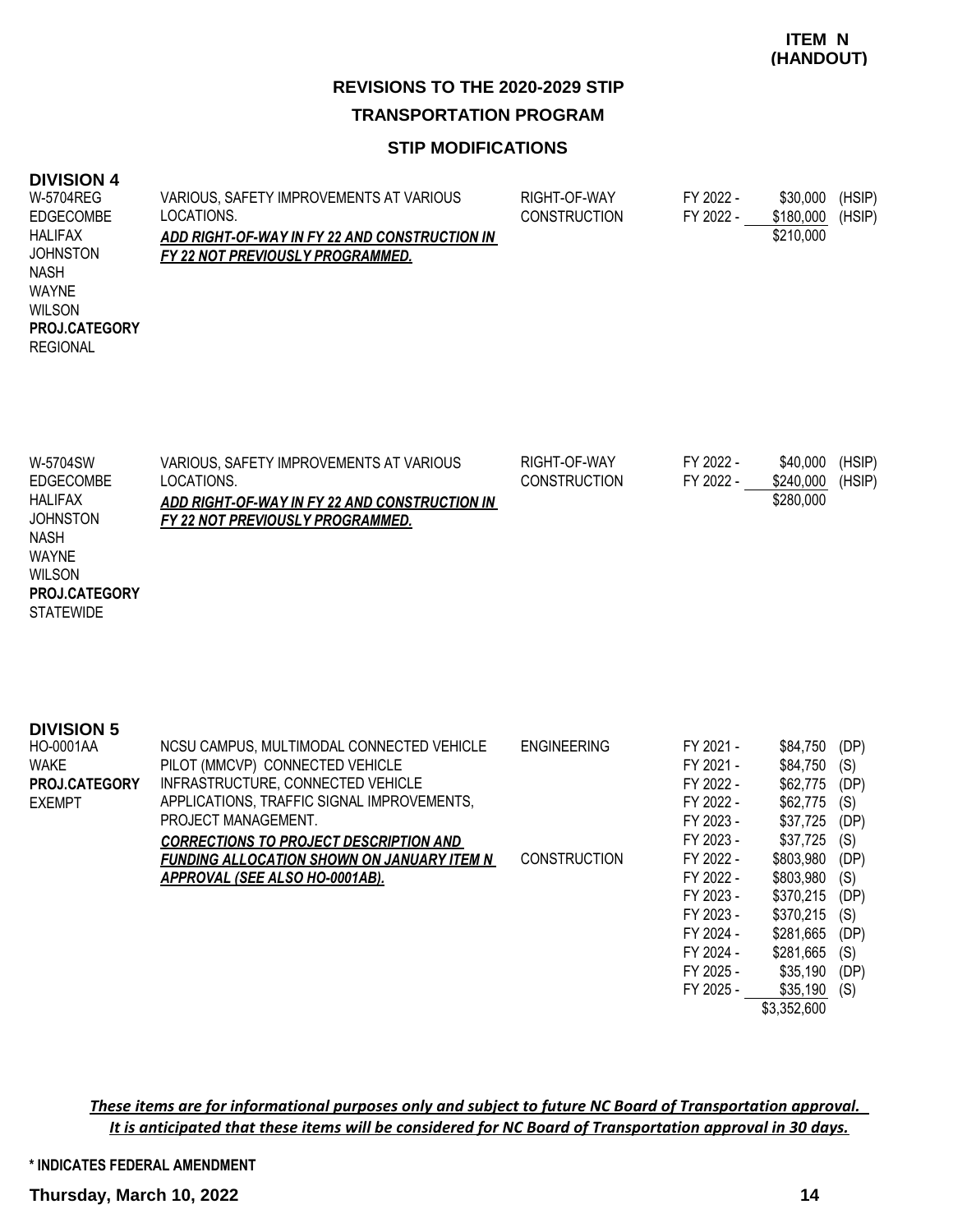**ITEM N (HANDOUT)**

## REVISIONS TO THE 2020-2029 STIP

## TRANSPORTATION PROGRAM

### STIP MODIFICATIONS

### DIVISION 4

| Project | Description | Phase | FY | Amount | Fund |
|---|---|---|---|---|---|
| W-5704REG<br>EDGECOMBE<br>HALIFAX<br>JOHNSTON<br>NASH<br>WAYNE<br>WILSON<br>**PROJ.CATEGORY**<br>REGIONAL | VARIOUS, SAFETY IMPROVEMENTS AT VARIOUS LOCATIONS.<br>***ADD RIGHT-OF-WAY IN FY 22 AND CONSTRUCTION IN FY 22 NOT PREVIOUSLY PROGRAMMED.*** | RIGHT-OF-WAY | FY 2022 - | $30,000 | (HSIP) |
| | | CONSTRUCTION | FY 2022 - | $180,000 | (HSIP) |
| | | | | $210,000 | |
| W-5704SW<br>EDGECOMBE<br>HALIFAX<br>JOHNSTON<br>NASH<br>WAYNE<br>WILSON<br>**PROJ.CATEGORY**<br>STATEWIDE | VARIOUS, SAFETY IMPROVEMENTS AT VARIOUS LOCATIONS.<br>***ADD RIGHT-OF-WAY IN FY 22 AND CONSTRUCTION IN FY 22 NOT PREVIOUSLY PROGRAMMED.*** | RIGHT-OF-WAY | FY 2022 - | $40,000 | (HSIP) |
| | | CONSTRUCTION | FY 2022 - | $240,000 | (HSIP) |
| | | | | $280,000 | |

### DIVISION 5

| Project | Description | Phase | FY | Amount | Fund |
|---|---|---|---|---|---|
| HO-0001AA<br>WAKE<br>**PROJ.CATEGORY**<br>EXEMPT | NCSU CAMPUS, MULTIMODAL CONNECTED VEHICLE PILOT (MMCVP) CONNECTED VEHICLE INFRASTRUCTURE, CONNECTED VEHICLE APPLICATIONS, TRAFFIC SIGNAL IMPROVEMENTS, PROJECT MANAGEMENT.<br>***CORRECTIONS TO PROJECT DESCRIPTION AND FUNDING ALLOCATION SHOWN ON JANUARY ITEM N APPROVAL (SEE ALSO HO-0001AB).*** | ENGINEERING | FY 2021 - | $84,750 | (DP) |
| | | | FY 2021 - | $84,750 | (S) |
| | | | FY 2022 - | $62,775 | (DP) |
| | | | FY 2022 - | $62,775 | (S) |
| | | | FY 2023 - | $37,725 | (DP) |
| | | | FY 2023 - | $37,725 | (S) |
| | | CONSTRUCTION | FY 2022 - | $803,980 | (DP) |
| | | | FY 2022 - | $803,980 | (S) |
| | | | FY 2023 - | $370,215 | (DP) |
| | | | FY 2023 - | $370,215 | (S) |
| | | | FY 2024 - | $281,665 | (DP) |
| | | | FY 2024 - | $281,665 | (S) |
| | | | FY 2025 - | $35,190 | (DP) |
| | | | FY 2025 - | $35,190 | (S) |
| | | | | $3,352,600 | |

*These items are for informational purposes only and subject to future NC Board of Transportation approval. It is anticipated that these items will be considered for NC Board of Transportation approval in 30 days.*

\* INDICATES FEDERAL AMENDMENT

**Thursday, March 10, 2022**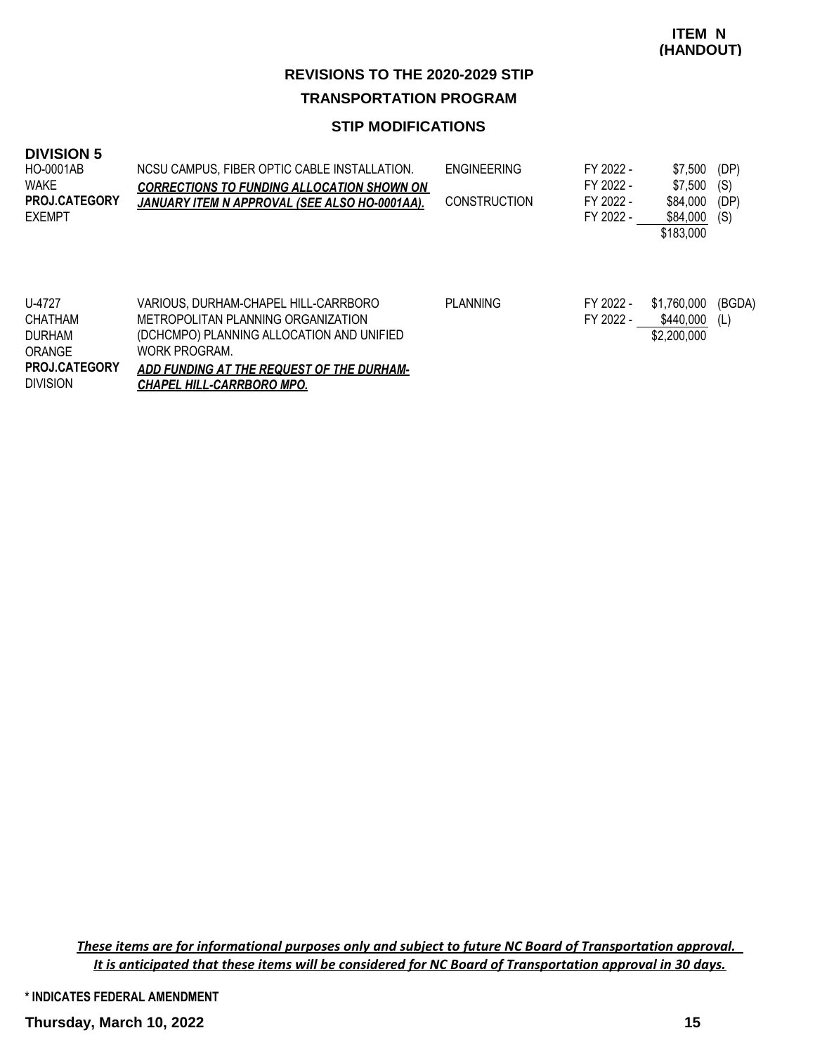**ITEM N (HANDOUT)**

## REVISIONS TO THE 2020-2029 STIP

## TRANSPORTATION PROGRAM

### STIP MODIFICATIONS

### DIVISION 5

| Project | Description | Phase | Year | Amount | Fund |
|---|---|---|---|---|---|
| HO-0001AB<br>WAKE<br>**PROJ.CATEGORY**<br>EXEMPT | NCSU CAMPUS, FIBER OPTIC CABLE INSTALLATION.<br>***CORRECTIONS TO FUNDING ALLOCATION SHOWN ON JANUARY ITEM N APPROVAL (SEE ALSO HO-0001AA).*** | ENGINEERING | FY 2022 - | $7,500 | (DP) |
| | | | FY 2022 - | $7,500 | (S) |
| | | CONSTRUCTION | FY 2022 - | $84,000 | (DP) |
| | | | FY 2022 - | $84,000 | (S) |
| | | | | $183,000 | |
| U-4727<br>CHATHAM<br>DURHAM<br>ORANGE<br>**PROJ.CATEGORY**<br>DIVISION | VARIOUS, DURHAM-CHAPEL HILL-CARRBORO METROPOLITAN PLANNING ORGANIZATION (DCHCMPO) PLANNING ALLOCATION AND UNIFIED WORK PROGRAM.<br>***ADD FUNDING AT THE REQUEST OF THE DURHAM-CHAPEL HILL-CARRBORO MPO.*** | PLANNING | FY 2022 - | $1,760,000 | (BGDA) |
| | | | FY 2022 - | $440,000 | (L) |
| | | | | $2,200,000 | |

*These items are for informational purposes only and subject to future NC Board of Transportation approval. It is anticipated that these items will be considered for NC Board of Transportation approval in 30 days.*

\* INDICATES FEDERAL AMENDMENT

**Thursday, March 10, 2022**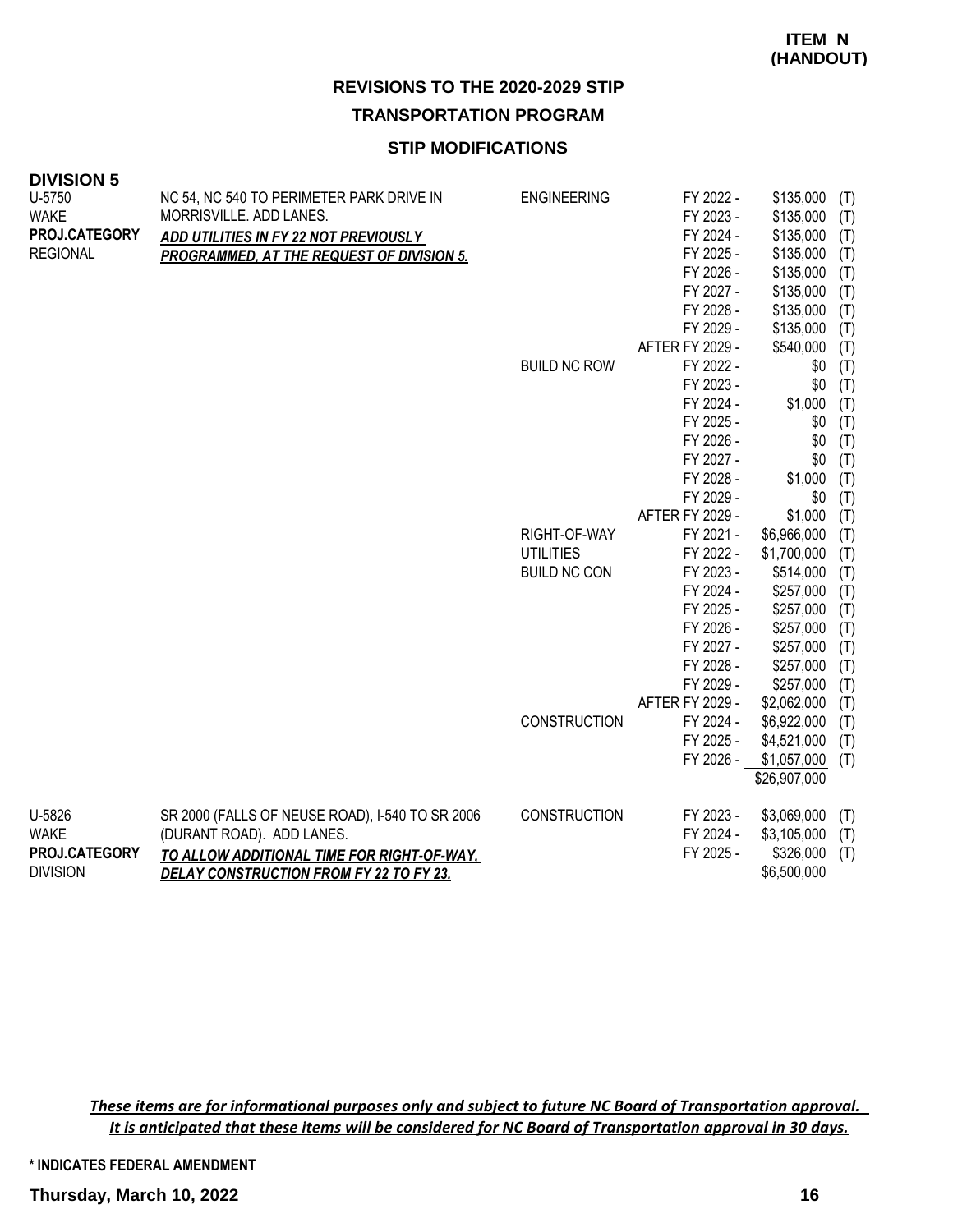**ITEM N (HANDOUT)**

## REVISIONS TO THE 2020-2029 STIP

### TRANSPORTATION PROGRAM

### STIP MODIFICATIONS

**DIVISION 5**

| Project | Description | Work Type | Fiscal Year | Amount | |
|---|---|---|---|---|---|
| U-5750<br>WAKE<br>**PROJ.CATEGORY**<br>REGIONAL | NC 54, NC 540 TO PERIMETER PARK DRIVE IN MORRISVILLE. ADD LANES.<br>***ADD UTILITIES IN FY 22 NOT PREVIOUSLY PROGRAMMED, AT THE REQUEST OF DIVISION 5.*** | ENGINEERING | FY 2022 - | $135,000 | (T) |
| | | | FY 2023 - | $135,000 | (T) |
| | | | FY 2024 - | $135,000 | (T) |
| | | | FY 2025 - | $135,000 | (T) |
| | | | FY 2026 - | $135,000 | (T) |
| | | | FY 2027 - | $135,000 | (T) |
| | | | FY 2028 - | $135,000 | (T) |
| | | | FY 2029 - | $135,000 | (T) |
| | | | AFTER FY 2029 - | $540,000 | (T) |
| | | BUILD NC ROW | FY 2022 - | $0 | (T) |
| | | | FY 2023 - | $0 | (T) |
| | | | FY 2024 - | $1,000 | (T) |
| | | | FY 2025 - | $0 | (T) |
| | | | FY 2026 - | $0 | (T) |
| | | | FY 2027 - | $0 | (T) |
| | | | FY 2028 - | $1,000 | (T) |
| | | | FY 2029 - | $0 | (T) |
| | | | AFTER FY 2029 - | $1,000 | (T) |
| | | RIGHT-OF-WAY | FY 2021 - | $6,966,000 | (T) |
| | | UTILITIES | FY 2022 - | $1,700,000 | (T) |
| | | BUILD NC CON | FY 2023 - | $514,000 | (T) |
| | | | FY 2024 - | $257,000 | (T) |
| | | | FY 2025 - | $257,000 | (T) |
| | | | FY 2026 - | $257,000 | (T) |
| | | | FY 2027 - | $257,000 | (T) |
| | | | FY 2028 - | $257,000 | (T) |
| | | | FY 2029 - | $257,000 | (T) |
| | | | AFTER FY 2029 - | $2,062,000 | (T) |
| | | CONSTRUCTION | FY 2024 - | $6,922,000 | (T) |
| | | | FY 2025 - | $4,521,000 | (T) |
| | | | FY 2026 - | $1,057,000 | (T) |
| | | | | $26,907,000 | |
| U-5826<br>WAKE<br>**PROJ.CATEGORY**<br>DIVISION | SR 2000 (FALLS OF NEUSE ROAD), I-540 TO SR 2006 (DURANT ROAD). ADD LANES.<br>***TO ALLOW ADDITIONAL TIME FOR RIGHT-OF-WAY, DELAY CONSTRUCTION FROM FY 22 TO FY 23.*** | CONSTRUCTION | FY 2023 - | $3,069,000 | (T) |
| | | | FY 2024 - | $3,105,000 | (T) |
| | | | FY 2025 - | $326,000 | (T) |
| | | | | $6,500,000 | |

*These items are for informational purposes only and subject to future NC Board of Transportation approval. It is anticipated that these items will be considered for NC Board of Transportation approval in 30 days.*

\* INDICATES FEDERAL AMENDMENT

**Thursday, March 10, 2022**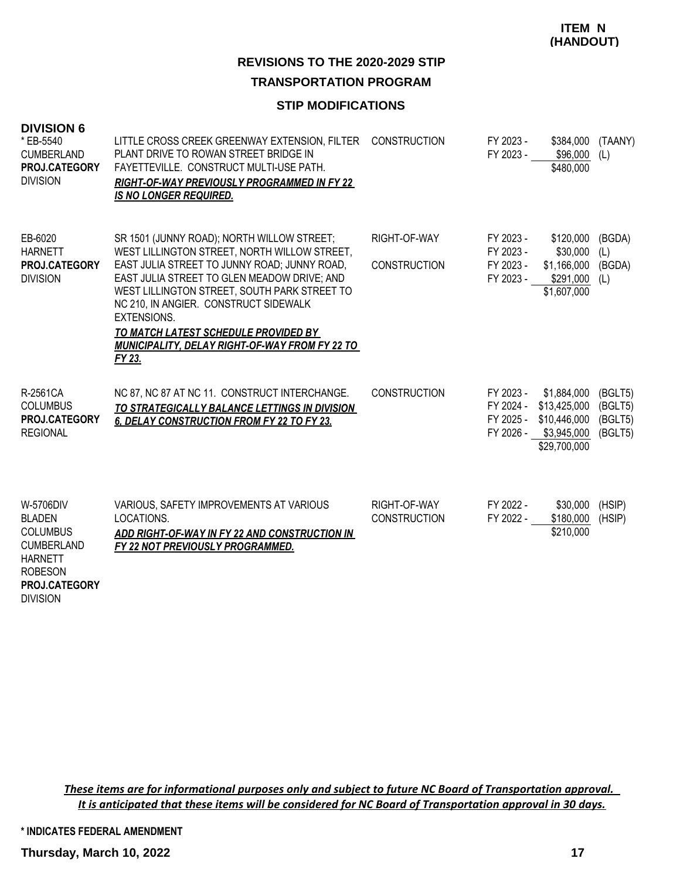**ITEM N (HANDOUT)**

## REVISIONS TO THE 2020-2029 STIP

## TRANSPORTATION PROGRAM

### STIP MODIFICATIONS

**DIVISION 6**

| Project | Description | Work Type | Fiscal Year | Amount | Funding |
|---|---|---|---|---|---|
| * EB-5540<br>CUMBERLAND<br>**PROJ.CATEGORY**<br>DIVISION | LITTLE CROSS CREEK GREENWAY EXTENSION, FILTER PLANT DRIVE TO ROWAN STREET BRIDGE IN FAYETTEVILLE. CONSTRUCT MULTI-USE PATH.<br>***RIGHT-OF-WAY PREVIOUSLY PROGRAMMED IN FY 22 IS NO LONGER REQUIRED.*** | CONSTRUCTION | FY 2023 -<br>FY 2023 - | \$384,000<br>\$96,000<br>\$480,000 | (TAANY)<br>(L) |
| EB-6020<br>HARNETT<br>**PROJ.CATEGORY**<br>DIVISION | SR 1501 (JUNNY ROAD); NORTH WILLOW STREET; WEST LILLINGTON STREET, NORTH WILLOW STREET, EAST JULIA STREET TO JUNNY ROAD; JUNNY ROAD, EAST JULIA STREET TO GLEN MEADOW DRIVE; AND WEST LILLINGTON STREET, SOUTH PARK STREET TO NC 210, IN ANGIER. CONSTRUCT SIDEWALK EXTENSIONS.<br>***TO MATCH LATEST SCHEDULE PROVIDED BY MUNICIPALITY, DELAY RIGHT-OF-WAY FROM FY 22 TO FY 23.*** | RIGHT-OF-WAY<br><br>CONSTRUCTION | FY 2023 -<br>FY 2023 -<br>FY 2023 -<br>FY 2023 - | \$120,000<br>\$30,000<br>\$1,166,000<br>\$291,000<br>\$1,607,000 | (BGDA)<br>(L)<br>(BGDA)<br>(L) |
| R-2561CA<br>COLUMBUS<br>**PROJ.CATEGORY**<br>REGIONAL | NC 87, NC 87 AT NC 11. CONSTRUCT INTERCHANGE.<br>***TO STRATEGICALLY BALANCE LETTINGS IN DIVISION 6, DELAY CONSTRUCTION FROM FY 22 TO FY 23.*** | CONSTRUCTION | FY 2023 -<br>FY 2024 -<br>FY 2025 -<br>FY 2026 - | \$1,884,000<br>\$13,425,000<br>\$10,446,000<br>\$3,945,000<br>\$29,700,000 | (BGLT5)<br>(BGLT5)<br>(BGLT5)<br>(BGLT5) |
| W-5706DIV<br>BLADEN<br>COLUMBUS<br>CUMBERLAND<br>HARNETT<br>ROBESON<br>**PROJ.CATEGORY**<br>DIVISION | VARIOUS, SAFETY IMPROVEMENTS AT VARIOUS LOCATIONS.<br>***ADD RIGHT-OF-WAY IN FY 22 AND CONSTRUCTION IN FY 22 NOT PREVIOUSLY PROGRAMMED.*** | RIGHT-OF-WAY<br>CONSTRUCTION | FY 2022 -<br>FY 2022 - | \$30,000<br>\$180,000<br>\$210,000 | (HSIP)<br>(HSIP) |

***These items are for informational purposes only and subject to future NC Board of Transportation approval. It is anticipated that these items will be considered for NC Board of Transportation approval in 30 days.***

**\* INDICATES FEDERAL AMENDMENT**

**Thursday, March 10, 2022**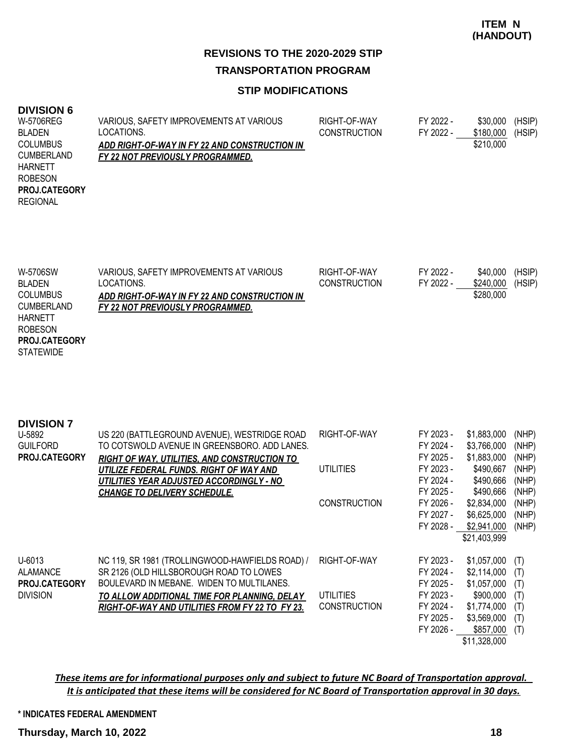**ITEM N (HANDOUT)**

## REVISIONS TO THE 2020-2029 STIP

## TRANSPORTATION PROGRAM

### STIP MODIFICATIONS

### DIVISION 6

| Project | Description | Work Type | Fiscal Year | Amount | Funding |
|---|---|---|---|---|---|
| W-5706REG<br>BLADEN<br>COLUMBUS<br>CUMBERLAND<br>HARNETT<br>ROBESON<br>**PROJ.CATEGORY**<br>REGIONAL | VARIOUS, SAFETY IMPROVEMENTS AT VARIOUS LOCATIONS.<br>***ADD RIGHT-OF-WAY IN FY 22 AND CONSTRUCTION IN FY 22 NOT PREVIOUSLY PROGRAMMED.*** | RIGHT-OF-WAY | FY 2022 - | $30,000 | (HSIP) |
| | | CONSTRUCTION | FY 2022 - | $180,000 | (HSIP) |
| | | | | $210,000 | |
| W-5706SW<br>BLADEN<br>COLUMBUS<br>CUMBERLAND<br>HARNETT<br>ROBESON<br>**PROJ.CATEGORY**<br>STATEWIDE | VARIOUS, SAFETY IMPROVEMENTS AT VARIOUS LOCATIONS.<br>***ADD RIGHT-OF-WAY IN FY 22 AND CONSTRUCTION IN FY 22 NOT PREVIOUSLY PROGRAMMED.*** | RIGHT-OF-WAY | FY 2022 - | $40,000 | (HSIP) |
| | | CONSTRUCTION | FY 2022 - | $240,000 | (HSIP) |
| | | | | $280,000 | |

### DIVISION 7

| Project | Description | Work Type | Fiscal Year | Amount | Funding |
|---|---|---|---|---|---|
| U-5892<br>GUILFORD<br>**PROJ.CATEGORY** | US 220 (BATTLEGROUND AVENUE), WESTRIDGE ROAD TO COTSWOLD AVENUE IN GREENSBORO. ADD LANES.<br>***RIGHT OF WAY, UTILITIES, AND CONSTRUCTION TO UTILIZE FEDERAL FUNDS. RIGHT OF WAY AND UTILITIES YEAR ADJUSTED ACCORDINGLY - NO CHANGE TO DELIVERY SCHEDULE.*** | RIGHT-OF-WAY | FY 2023 - | $1,883,000 | (NHP) |
| | | | FY 2024 - | $3,766,000 | (NHP) |
| | | | FY 2025 - | $1,883,000 | (NHP) |
| | | UTILITIES | FY 2023 - | $490,667 | (NHP) |
| | | | FY 2024 - | $490,666 | (NHP) |
| | | | FY 2025 - | $490,666 | (NHP) |
| | | CONSTRUCTION | FY 2026 - | $2,834,000 | (NHP) |
| | | | FY 2027 - | $6,625,000 | (NHP) |
| | | | FY 2028 - | $2,941,000 | (NHP) |
| | | | | $21,403,999 | |
| U-6013<br>ALAMANCE<br>**PROJ.CATEGORY**<br>DIVISION | NC 119, SR 1981 (TROLLINGWOOD-HAWFIELDS ROAD) / SR 2126 (OLD HILLSBOROUGH ROAD TO LOWES BOULEVARD IN MEBANE. WIDEN TO MULTILANES.<br>***TO ALLOW ADDITIONAL TIME FOR PLANNING, DELAY RIGHT-OF-WAY AND UTILITIES FROM FY 22 TO FY 23.*** | RIGHT-OF-WAY | FY 2023 - | $1,057,000 | (T) |
| | | | FY 2024 - | $2,114,000 | (T) |
| | | | FY 2025 - | $1,057,000 | (T) |
| | | UTILITIES | FY 2023 - | $900,000 | (T) |
| | | CONSTRUCTION | FY 2024 - | $1,774,000 | (T) |
| | | | FY 2025 - | $3,569,000 | (T) |
| | | | FY 2026 - | $857,000 | (T) |
| | | | | $11,328,000 | |

*These items are for informational purposes only and subject to future NC Board of Transportation approval. It is anticipated that these items will be considered for NC Board of Transportation approval in 30 days.*

**\* INDICATES FEDERAL AMENDMENT**

**Thursday, March 10, 2022**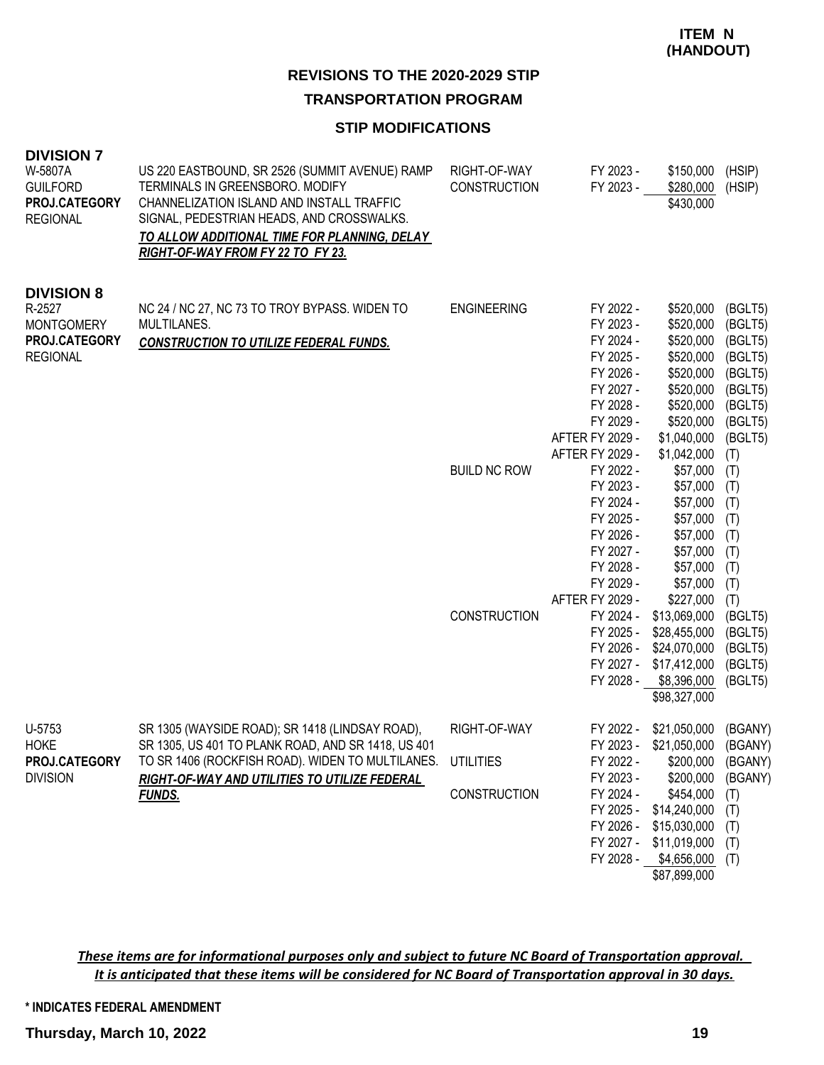**ITEM N (HANDOUT)**

# REVISIONS TO THE 2020-2029 STIP

## TRANSPORTATION PROGRAM

### STIP MODIFICATIONS

**DIVISION 7**

| Project | Description | Phase | Fiscal Year | Amount | Fund |
|---|---|---|---|---|---|
| W-5807A<br>GUILFORD<br>**PROJ.CATEGORY**<br>REGIONAL | US 220 EASTBOUND, SR 2526 (SUMMIT AVENUE) RAMP TERMINALS IN GREENSBORO. MODIFY CHANNELIZATION ISLAND AND INSTALL TRAFFIC SIGNAL, PEDESTRIAN HEADS, AND CROSSWALKS.<br>***TO ALLOW ADDITIONAL TIME FOR PLANNING, DELAY RIGHT-OF-WAY FROM FY 22 TO FY 23.*** | RIGHT-OF-WAY | FY 2023 - | $150,000 | (HSIP) |
| | | CONSTRUCTION | FY 2023 - | $280,000 | (HSIP) |
| | | | | $430,000 | |

**DIVISION 8**

| Project | Description | Phase | Fiscal Year | Amount | Fund |
|---|---|---|---|---|---|
| R-2527<br>MONTGOMERY<br>**PROJ.CATEGORY**<br>REGIONAL | NC 24 / NC 27, NC 73 TO TROY BYPASS. WIDEN TO MULTILANES.<br>***CONSTRUCTION TO UTILIZE FEDERAL FUNDS.*** | ENGINEERING | FY 2022 - | $520,000 | (BGLT5) |
| | | | FY 2023 - | $520,000 | (BGLT5) |
| | | | FY 2024 - | $520,000 | (BGLT5) |
| | | | FY 2025 - | $520,000 | (BGLT5) |
| | | | FY 2026 - | $520,000 | (BGLT5) |
| | | | FY 2027 - | $520,000 | (BGLT5) |
| | | | FY 2028 - | $520,000 | (BGLT5) |
| | | | FY 2029 - | $520,000 | (BGLT5) |
| | | | AFTER FY 2029 - | $1,040,000 | (BGLT5) |
| | | | AFTER FY 2029 - | $1,042,000 | (T) |
| | | BUILD NC ROW | FY 2022 - | $57,000 | (T) |
| | | | FY 2023 - | $57,000 | (T) |
| | | | FY 2024 - | $57,000 | (T) |
| | | | FY 2025 - | $57,000 | (T) |
| | | | FY 2026 - | $57,000 | (T) |
| | | | FY 2027 - | $57,000 | (T) |
| | | | FY 2028 - | $57,000 | (T) |
| | | | FY 2029 - | $57,000 | (T) |
| | | | AFTER FY 2029 - | $227,000 | (T) |
| | | CONSTRUCTION | FY 2024 - | $13,069,000 | (BGLT5) |
| | | | FY 2025 - | $28,455,000 | (BGLT5) |
| | | | FY 2026 - | $24,070,000 | (BGLT5) |
| | | | FY 2027 - | $17,412,000 | (BGLT5) |
| | | | FY 2028 - | $8,396,000 | (BGLT5) |
| | | | | $98,327,000 | |
| U-5753<br>HOKE<br>**PROJ.CATEGORY**<br>DIVISION | SR 1305 (WAYSIDE ROAD); SR 1418 (LINDSAY ROAD), SR 1305, US 401 TO PLANK ROAD, AND SR 1418, US 401 TO SR 1406 (ROCKFISH ROAD). WIDEN TO MULTILANES.<br>***RIGHT-OF-WAY AND UTILITIES TO UTILIZE FEDERAL FUNDS.*** | RIGHT-OF-WAY | FY 2022 - | $21,050,000 | (BGANY) |
| | | | FY 2023 - | $21,050,000 | (BGANY) |
| | | UTILITIES | FY 2022 - | $200,000 | (BGANY) |
| | | | FY 2023 - | $200,000 | (BGANY) |
| | | CONSTRUCTION | FY 2024 - | $454,000 | (T) |
| | | | FY 2025 - | $14,240,000 | (T) |
| | | | FY 2026 - | $15,030,000 | (T) |
| | | | FY 2027 - | $11,019,000 | (T) |
| | | | FY 2028 - | $4,656,000 | (T) |
| | | | | $87,899,000 | |

***These items are for informational purposes only and subject to future NC Board of Transportation approval. It is anticipated that these items will be considered for NC Board of Transportation approval in 30 days.***

**\* INDICATES FEDERAL AMENDMENT**

**Thursday, March 10, 2022**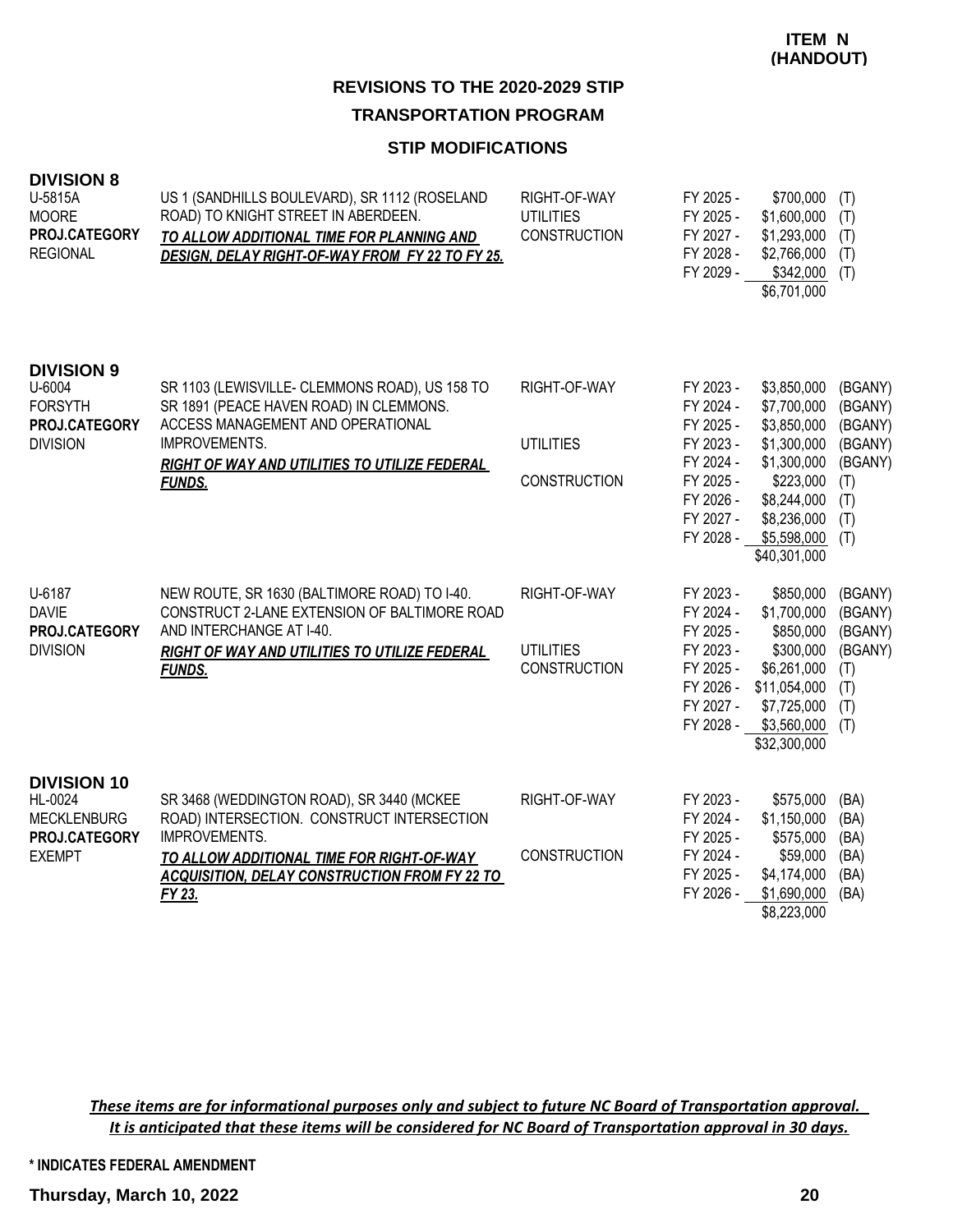**ITEM N (HANDOUT)**

# REVISIONS TO THE 2020-2029 STIP

## TRANSPORTATION PROGRAM

### STIP MODIFICATIONS

**DIVISION 8**

| Project | Description | Work | Schedule |
|---|---|---|---|
| U-5815A<br>MOORE<br>**PROJ.CATEGORY**<br>REGIONAL | US 1 (SANDHILLS BOULEVARD), SR 1112 (ROSELAND ROAD) TO KNIGHT STREET IN ABERDEEN.<br>***TO ALLOW ADDITIONAL TIME FOR PLANNING AND DESIGN, DELAY RIGHT-OF-WAY FROM FY 22 TO FY 25.*** | RIGHT-OF-WAY<br>UTILITIES<br>CONSTRUCTION | FY 2025 - $700,000 (T)<br>FY 2025 - $1,600,000 (T)<br>FY 2027 - $1,293,000 (T)<br>FY 2028 - $2,766,000 (T)<br>FY 2029 - $342,000 (T)<br>$6,701,000 |

**DIVISION 9**

| Project | Description | Work | Schedule |
|---|---|---|---|
| U-6004<br>FORSYTH<br>**PROJ.CATEGORY**<br>DIVISION | SR 1103 (LEWISVILLE- CLEMMONS ROAD), US 158 TO SR 1891 (PEACE HAVEN ROAD) IN CLEMMONS. ACCESS MANAGEMENT AND OPERATIONAL IMPROVEMENTS.<br>***RIGHT OF WAY AND UTILITIES TO UTILIZE FEDERAL FUNDS.*** | RIGHT-OF-WAY<br><br><br>UTILITIES<br><br>CONSTRUCTION | FY 2023 - $3,850,000 (BGANY)<br>FY 2024 - $7,700,000 (BGANY)<br>FY 2025 - $3,850,000 (BGANY)<br>FY 2023 - $1,300,000 (BGANY)<br>FY 2024 - $1,300,000 (BGANY)<br>FY 2025 - $223,000 (T)<br>FY 2026 - $8,244,000 (T)<br>FY 2027 - $8,236,000 (T)<br>FY 2028 - $5,598,000 (T)<br>$40,301,000 |
| U-6187<br>DAVIE<br>**PROJ.CATEGORY**<br>DIVISION | NEW ROUTE, SR 1630 (BALTIMORE ROAD) TO I-40. CONSTRUCT 2-LANE EXTENSION OF BALTIMORE ROAD AND INTERCHANGE AT I-40.<br>***RIGHT OF WAY AND UTILITIES TO UTILIZE FEDERAL FUNDS.*** | RIGHT-OF-WAY<br><br><br>UTILITIES<br>CONSTRUCTION | FY 2023 - $850,000 (BGANY)<br>FY 2024 - $1,700,000 (BGANY)<br>FY 2025 - $850,000 (BGANY)<br>FY 2023 - $300,000 (BGANY)<br>FY 2025 - $6,261,000 (T)<br>FY 2026 - $11,054,000 (T)<br>FY 2027 - $7,725,000 (T)<br>FY 2028 - $3,560,000 (T)<br>$32,300,000 |

**DIVISION 10**

| Project | Description | Work | Schedule |
|---|---|---|---|
| HL-0024<br>MECKLENBURG<br>**PROJ.CATEGORY**<br>EXEMPT | SR 3468 (WEDDINGTON ROAD), SR 3440 (MCKEE ROAD) INTERSECTION. CONSTRUCT INTERSECTION IMPROVEMENTS.<br>***TO ALLOW ADDITIONAL TIME FOR RIGHT-OF-WAY ACQUISITION, DELAY CONSTRUCTION FROM FY 22 TO FY 23.*** | RIGHT-OF-WAY<br><br><br>CONSTRUCTION | FY 2023 - $575,000 (BA)<br>FY 2024 - $1,150,000 (BA)<br>FY 2025 - $575,000 (BA)<br>FY 2024 - $59,000 (BA)<br>FY 2025 - $4,174,000 (BA)<br>FY 2026 - $1,690,000 (BA)<br>$8,223,000 |

***These items are for informational purposes only and subject to future NC Board of Transportation approval. It is anticipated that these items will be considered for NC Board of Transportation approval in 30 days.***

**\* INDICATES FEDERAL AMENDMENT**

**Thursday, March 10, 2022**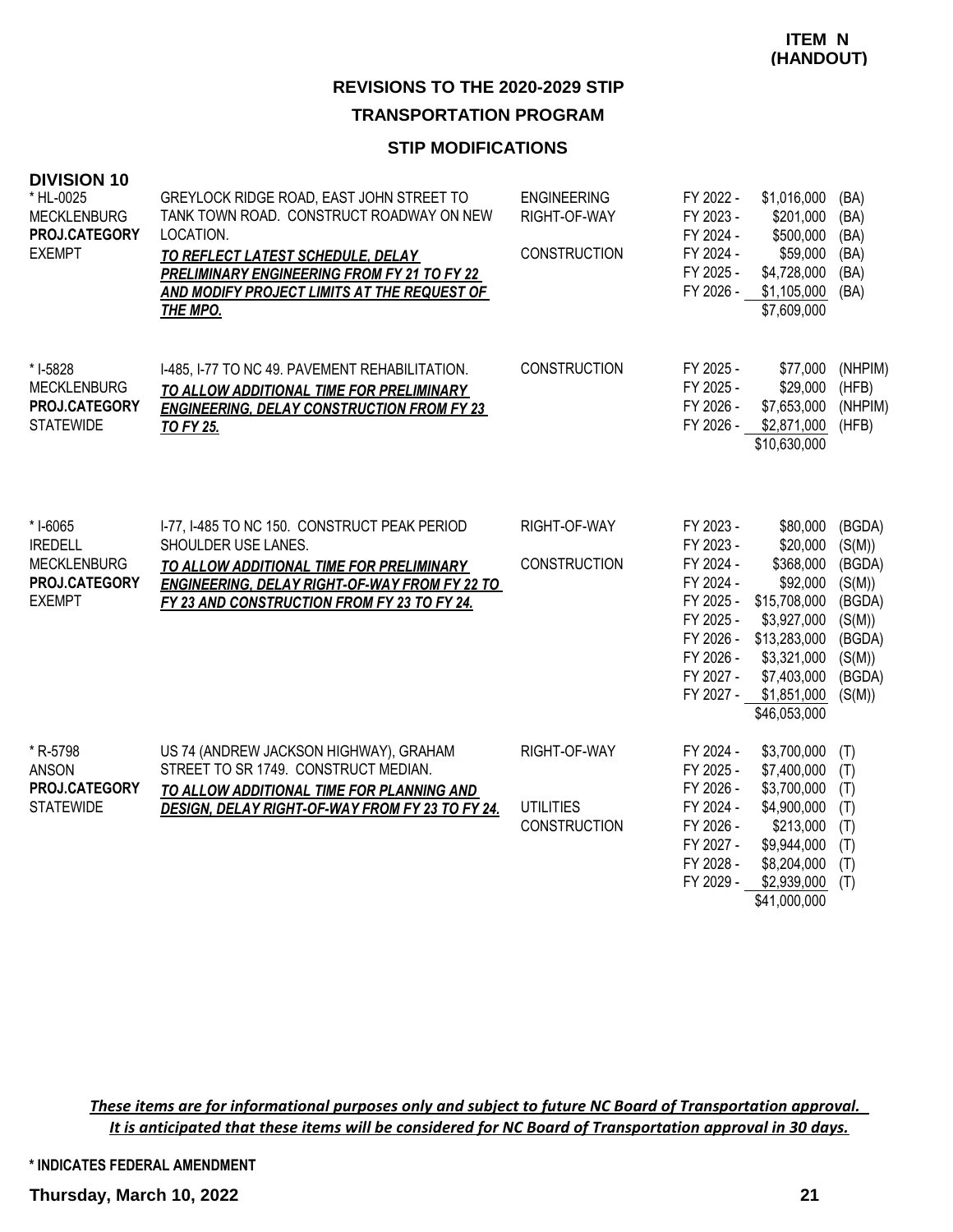**ITEM N (HANDOUT)**

## REVISIONS TO THE 2020-2029 STIP

### TRANSPORTATION PROGRAM

### STIP MODIFICATIONS

**DIVISION 10**

| Project | Description | Work Type | Fiscal Year | Amount | Fund |
|---|---|---|---|---|---|
| * HL-0025<br>MECKLENBURG<br>**PROJ.CATEGORY**<br>EXEMPT | GREYLOCK RIDGE ROAD, EAST JOHN STREET TO TANK TOWN ROAD. CONSTRUCT ROADWAY ON NEW LOCATION.<br>***TO REFLECT LATEST SCHEDULE, DELAY PRELIMINARY ENGINEERING FROM FY 21 TO FY 22 AND MODIFY PROJECT LIMITS AT THE REQUEST OF THE MPO.*** | ENGINEERING | FY 2022 - | $1,016,000 | (BA) |
| | | RIGHT-OF-WAY | FY 2023 - | $201,000 | (BA) |
| | | | FY 2024 - | $500,000 | (BA) |
| | | CONSTRUCTION | FY 2024 - | $59,000 | (BA) |
| | | | FY 2025 - | $4,728,000 | (BA) |
| | | | FY 2026 - | $1,105,000 | (BA) |
| | | | | $7,609,000 | |
| * I-5828<br>MECKLENBURG<br>**PROJ.CATEGORY**<br>STATEWIDE | I-485, I-77 TO NC 49. PAVEMENT REHABILITATION.<br>***TO ALLOW ADDITIONAL TIME FOR PRELIMINARY ENGINEERING, DELAY CONSTRUCTION FROM FY 23 TO FY 25.*** | CONSTRUCTION | FY 2025 - | $77,000 | (NHPIM) |
| | | | FY 2025 - | $29,000 | (HFB) |
| | | | FY 2026 - | $7,653,000 | (NHPIM) |
| | | | FY 2026 - | $2,871,000 | (HFB) |
| | | | | $10,630,000 | |
| * I-6065<br>IREDELL<br>MECKLENBURG<br>**PROJ.CATEGORY**<br>EXEMPT | I-77, I-485 TO NC 150. CONSTRUCT PEAK PERIOD SHOULDER USE LANES.<br>***TO ALLOW ADDITIONAL TIME FOR PRELIMINARY ENGINEERING, DELAY RIGHT-OF-WAY FROM FY 22 TO FY 23 AND CONSTRUCTION FROM FY 23 TO FY 24.*** | RIGHT-OF-WAY | FY 2023 - | $80,000 | (BGDA) |
| | | | FY 2023 - | $20,000 | (S(M)) |
| | | CONSTRUCTION | FY 2024 - | $368,000 | (BGDA) |
| | | | FY 2024 - | $92,000 | (S(M)) |
| | | | FY 2025 - | $15,708,000 | (BGDA) |
| | | | FY 2025 - | $3,927,000 | (S(M)) |
| | | | FY 2026 - | $13,283,000 | (BGDA) |
| | | | FY 2026 - | $3,321,000 | (S(M)) |
| | | | FY 2027 - | $7,403,000 | (BGDA) |
| | | | FY 2027 - | $1,851,000 | (S(M)) |
| | | | | $46,053,000 | |
| * R-5798<br>ANSON<br>**PROJ.CATEGORY**<br>STATEWIDE | US 74 (ANDREW JACKSON HIGHWAY), GRAHAM STREET TO SR 1749. CONSTRUCT MEDIAN.<br>***TO ALLOW ADDITIONAL TIME FOR PLANNING AND DESIGN, DELAY RIGHT-OF-WAY FROM FY 23 TO FY 24.*** | RIGHT-OF-WAY | FY 2024 - | $3,700,000 | (T) |
| | | | FY 2025 - | $7,400,000 | (T) |
| | | | FY 2026 - | $3,700,000 | (T) |
| | | UTILITIES | FY 2024 - | $4,900,000 | (T) |
| | | CONSTRUCTION | FY 2026 - | $213,000 | (T) |
| | | | FY 2027 - | $9,944,000 | (T) |
| | | | FY 2028 - | $8,204,000 | (T) |
| | | | FY 2029 - | $2,939,000 | (T) |
| | | | | $41,000,000 | |

***These items are for informational purposes only and subject to future NC Board of Transportation approval. It is anticipated that these items will be considered for NC Board of Transportation approval in 30 days.***

**\* INDICATES FEDERAL AMENDMENT**

**Thursday, March 10, 2022**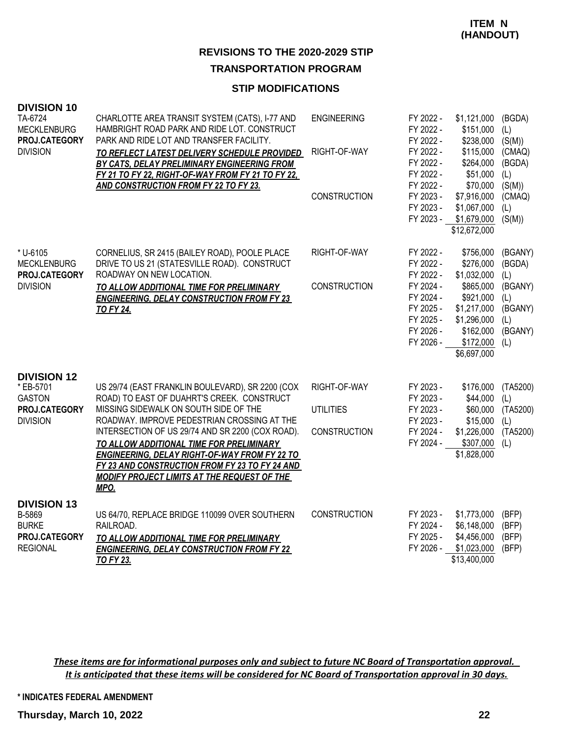**ITEM N (HANDOUT)**

## REVISIONS TO THE 2020-2029 STIP

### TRANSPORTATION PROGRAM

### STIP MODIFICATIONS

### DIVISION 10

| Project | Description | Work Type | Fiscal Year | Amount | Fund |
|---|---|---|---|---|---|
| TA-6724<br>MECKLENBURG<br>**PROJ.CATEGORY**<br>DIVISION | CHARLOTTE AREA TRANSIT SYSTEM (CATS), I-77 AND HAMBRIGHT ROAD PARK AND RIDE LOT. CONSTRUCT PARK AND RIDE LOT AND TRANSFER FACILITY.<br>***TO REFLECT LATEST DELIVERY SCHEDULE PROVIDED BY CATS, DELAY PRELIMINARY ENGINEERING FROM FY 21 TO FY 22, RIGHT-OF-WAY FROM FY 21 TO FY 22, AND CONSTRUCTION FROM FY 22 TO FY 23.*** | ENGINEERING | FY 2022 - | $1,121,000 | (BGDA) |
| | | | FY 2022 - | $151,000 | (L) |
| | | | FY 2022 - | $238,000 | (S(M)) |
| | | RIGHT-OF-WAY | FY 2022 - | $115,000 | (CMAQ) |
| | | | FY 2022 - | $264,000 | (BGDA) |
| | | | FY 2022 - | $51,000 | (L) |
| | | | FY 2022 - | $70,000 | (S(M)) |
| | | CONSTRUCTION | FY 2023 - | $7,916,000 | (CMAQ) |
| | | | FY 2023 - | $1,067,000 | (L) |
| | | | FY 2023 - | $1,679,000 | (S(M)) |
| | | | | $12,672,000 | |
| * U-6105<br>MECKLENBURG<br>**PROJ.CATEGORY**<br>DIVISION | CORNELIUS, SR 2415 (BAILEY ROAD), POOLE PLACE DRIVE TO US 21 (STATESVILLE ROAD). CONSTRUCT ROADWAY ON NEW LOCATION.<br>***TO ALLOW ADDITIONAL TIME FOR PRELIMINARY ENGINEERING, DELAY CONSTRUCTION FROM FY 23 TO FY 24.*** | RIGHT-OF-WAY | FY 2022 - | $756,000 | (BGANY) |
| | | | FY 2022 - | $276,000 | (BGDA) |
| | | | FY 2022 - | $1,032,000 | (L) |
| | | CONSTRUCTION | FY 2024 - | $865,000 | (BGANY) |
| | | | FY 2024 - | $921,000 | (L) |
| | | | FY 2025 - | $1,217,000 | (BGANY) |
| | | | FY 2025 - | $1,296,000 | (L) |
| | | | FY 2026 - | $162,000 | (BGANY) |
| | | | FY 2026 - | $172,000 | (L) |
| | | | | $6,697,000 | |

### DIVISION 12

| Project | Description | Work Type | Fiscal Year | Amount | Fund |
|---|---|---|---|---|---|
| * EB-5701<br>GASTON<br>**PROJ.CATEGORY**<br>DIVISION | US 29/74 (EAST FRANKLIN BOULEVARD), SR 2200 (COX ROAD) TO EAST OF DUAHRT'S CREEK. CONSTRUCT MISSING SIDEWALK ON SOUTH SIDE OF THE ROADWAY. IMPROVE PEDESTRIAN CROSSING AT THE INTERSECTION OF US 29/74 AND SR 2200 (COX ROAD).<br>***TO ALLOW ADDITIONAL TIME FOR PRELIMINARY ENGINEERING, DELAY RIGHT-OF-WAY FROM FY 22 TO FY 23 AND CONSTRUCTION FROM FY 23 TO FY 24 AND MODIFY PROJECT LIMITS AT THE REQUEST OF THE MPO.*** | RIGHT-OF-WAY | FY 2023 - | $176,000 | (TA5200) |
| | | | FY 2023 - | $44,000 | (L) |
| | | UTILITIES | FY 2023 - | $60,000 | (TA5200) |
| | | | FY 2023 - | $15,000 | (L) |
| | | CONSTRUCTION | FY 2024 - | $1,226,000 | (TA5200) |
| | | | FY 2024 - | $307,000 | (L) |
| | | | | $1,828,000 | |

### DIVISION 13

| Project | Description | Work Type | Fiscal Year | Amount | Fund |
|---|---|---|---|---|---|
| B-5869<br>BURKE<br>**PROJ.CATEGORY**<br>REGIONAL | US 64/70, REPLACE BRIDGE 110099 OVER SOUTHERN RAILROAD.<br>***TO ALLOW ADDITIONAL TIME FOR PRELIMINARY ENGINEERING, DELAY CONSTRUCTION FROM FY 22 TO FY 23.*** | CONSTRUCTION | FY 2023 - | $1,773,000 | (BFP) |
| | | | FY 2024 - | $6,148,000 | (BFP) |
| | | | FY 2025 - | $4,456,000 | (BFP) |
| | | | FY 2026 - | $1,023,000 | (BFP) |
| | | | | $13,400,000 | |

*These items are for informational purposes only and subject to future NC Board of Transportation approval. It is anticipated that these items will be considered for NC Board of Transportation approval in 30 days.*

\* INDICATES FEDERAL AMENDMENT

**Thursday, March 10, 2022**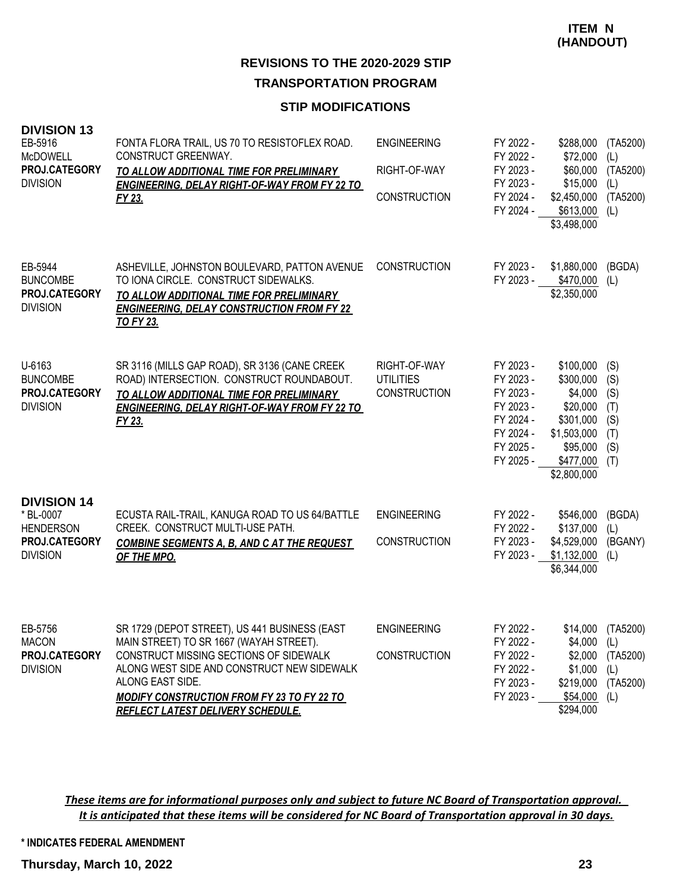**ITEM N (HANDOUT)**

## REVISIONS TO THE 2020-2029 STIP

## TRANSPORTATION PROGRAM

### STIP MODIFICATIONS

### DIVISION 13

| Project | Description | Phase | Fiscal Year | Amount | Source |
|---|---|---|---|---|---|
| EB-5916<br>McDOWELL<br>**PROJ.CATEGORY**<br>DIVISION | FONTA FLORA TRAIL, US 70 TO RESISTOFLEX ROAD. CONSTRUCT GREENWAY.<br>***TO ALLOW ADDITIONAL TIME FOR PRELIMINARY ENGINEERING, DELAY RIGHT-OF-WAY FROM FY 22 TO FY 23.*** | ENGINEERING | FY 2022 - | $288,000 | (TA5200) |
| | | | FY 2022 - | $72,000 | (L) |
| | | RIGHT-OF-WAY | FY 2023 - | $60,000 | (TA5200) |
| | | | FY 2023 - | $15,000 | (L) |
| | | CONSTRUCTION | FY 2024 - | $2,450,000 | (TA5200) |
| | | | FY 2024 - | $613,000 | (L) |
| | | | | $3,498,000 | |
| EB-5944<br>BUNCOMBE<br>**PROJ.CATEGORY**<br>DIVISION | ASHEVILLE, JOHNSTON BOULEVARD, PATTON AVENUE TO IONA CIRCLE. CONSTRUCT SIDEWALKS.<br>***TO ALLOW ADDITIONAL TIME FOR PRELIMINARY ENGINEERING, DELAY CONSTRUCTION FROM FY 22 TO FY 23.*** | CONSTRUCTION | FY 2023 - | $1,880,000 | (BGDA) |
| | | | FY 2023 - | $470,000 | (L) |
| | | | | $2,350,000 | |
| U-6163<br>BUNCOMBE<br>**PROJ.CATEGORY**<br>DIVISION | SR 3116 (MILLS GAP ROAD), SR 3136 (CANE CREEK ROAD) INTERSECTION. CONSTRUCT ROUNDABOUT.<br>***TO ALLOW ADDITIONAL TIME FOR PRELIMINARY ENGINEERING, DELAY RIGHT-OF-WAY FROM FY 22 TO FY 23.*** | RIGHT-OF-WAY | FY 2023 - | $100,000 | (S) |
| | | UTILITIES | FY 2023 - | $300,000 | (S) |
| | | CONSTRUCTION | FY 2023 - | $4,000 | (S) |
| | | | FY 2023 - | $20,000 | (T) |
| | | | FY 2024 - | $301,000 | (S) |
| | | | FY 2024 - | $1,503,000 | (T) |
| | | | FY 2025 - | $95,000 | (S) |
| | | | FY 2025 - | $477,000 | (T) |
| | | | | $2,800,000 | |

### DIVISION 14

| Project | Description | Phase | Fiscal Year | Amount | Source |
|---|---|---|---|---|---|
| * BL-0007<br>HENDERSON<br>**PROJ.CATEGORY**<br>DIVISION | ECUSTA RAIL-TRAIL, KANUGA ROAD TO US 64/BATTLE CREEK. CONSTRUCT MULTI-USE PATH.<br>***COMBINE SEGMENTS A, B, AND C AT THE REQUEST OF THE MPO.*** | ENGINEERING | FY 2022 - | $546,000 | (BGDA) |
| | | | FY 2022 - | $137,000 | (L) |
| | | CONSTRUCTION | FY 2023 - | $4,529,000 | (BGANY) |
| | | | FY 2023 - | $1,132,000 | (L) |
| | | | | $6,344,000 | |
| EB-5756<br>MACON<br>**PROJ.CATEGORY**<br>DIVISION | SR 1729 (DEPOT STREET), US 441 BUSINESS (EAST MAIN STREET) TO SR 1667 (WAYAH STREET). CONSTRUCT MISSING SECTIONS OF SIDEWALK ALONG WEST SIDE AND CONSTRUCT NEW SIDEWALK ALONG EAST SIDE.<br>***MODIFY CONSTRUCTION FROM FY 23 TO FY 22 TO REFLECT LATEST DELIVERY SCHEDULE.*** | ENGINEERING | FY 2022 - | $14,000 | (TA5200) |
| | | | FY 2022 - | $4,000 | (L) |
| | | CONSTRUCTION | FY 2022 - | $2,000 | (TA5200) |
| | | | FY 2022 - | $1,000 | (L) |
| | | | FY 2023 - | $219,000 | (TA5200) |
| | | | FY 2023 - | $54,000 | (L) |
| | | | | $294,000 | |

***These items are for informational purposes only and subject to future NC Board of Transportation approval. It is anticipated that these items will be considered for NC Board of Transportation approval in 30 days.***

**\* INDICATES FEDERAL AMENDMENT**

**Thursday, March 10, 2022**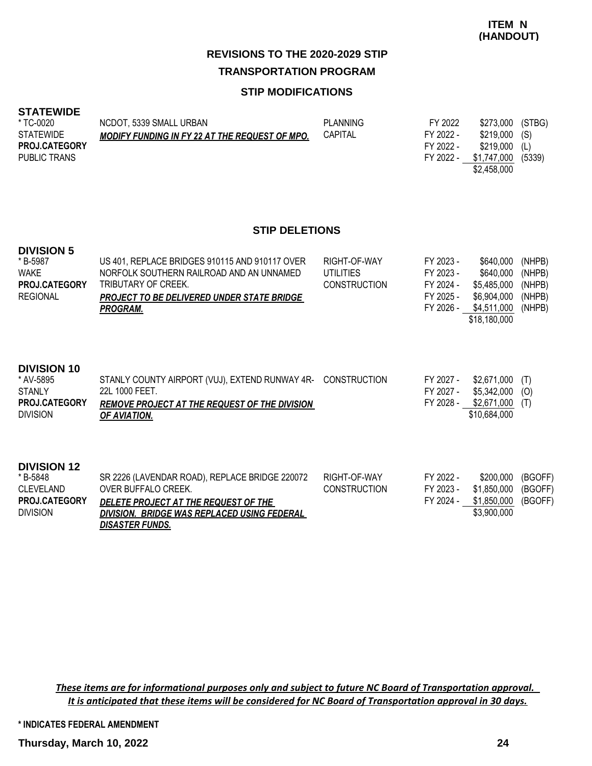**ITEM N (HANDOUT)**

## REVISIONS TO THE 2020-2029 STIP

## TRANSPORTATION PROGRAM

### STIP MODIFICATIONS

**STATEWIDE**

| | | | | | |
|---|---|---|---|---|---|
| * TC-0020<br>STATEWIDE<br>**PROJ.CATEGORY**<br>PUBLIC TRANS | NCDOT, 5339 SMALL URBAN<br>***MODIFY FUNDING IN FY 22 AT THE REQUEST OF MPO.*** | PLANNING<br>CAPITAL | FY 2022<br>FY 2022 -<br>FY 2022 -<br>FY 2022 - | \$273,000<br>\$219,000<br>\$219,000<br>\$1,747,000<br>\$2,458,000 | (STBG)<br>(S)<br>(L)<br>(5339) |

### STIP DELETIONS

**DIVISION 5**

| | | | | | |
|---|---|---|---|---|---|
| * B-5987<br>WAKE<br>**PROJ.CATEGORY**<br>REGIONAL | US 401, REPLACE BRIDGES 910115 AND 910117 OVER NORFOLK SOUTHERN RAILROAD AND AN UNNAMED TRIBUTARY OF CREEK.<br>***PROJECT TO BE DELIVERED UNDER STATE BRIDGE PROGRAM.*** | RIGHT-OF-WAY<br>UTILITIES<br>CONSTRUCTION | FY 2023 -<br>FY 2023 -<br>FY 2024 -<br>FY 2025 -<br>FY 2026 - | \$640,000<br>\$640,000<br>\$5,485,000<br>\$6,904,000<br>\$4,511,000<br>\$18,180,000 | (NHPB)<br>(NHPB)<br>(NHPB)<br>(NHPB)<br>(NHPB) |

**DIVISION 10**

| | | | | | |
|---|---|---|---|---|---|
| * AV-5895<br>STANLY<br>**PROJ.CATEGORY**<br>DIVISION | STANLY COUNTY AIRPORT (VUJ), EXTEND RUNWAY 4R-22L 1000 FEET.<br>***REMOVE PROJECT AT THE REQUEST OF THE DIVISION OF AVIATION.*** | CONSTRUCTION | FY 2027 -<br>FY 2027 -<br>FY 2028 - | \$2,671,000<br>\$5,342,000<br>\$2,671,000<br>\$10,684,000 | (T)<br>(O)<br>(T) |

**DIVISION 12**

| | | | | | |
|---|---|---|---|---|---|
| * B-5848<br>CLEVELAND<br>**PROJ.CATEGORY**<br>DIVISION | SR 2226 (LAVENDAR ROAD), REPLACE BRIDGE 220072 OVER BUFFALO CREEK.<br>***DELETE PROJECT AT THE REQUEST OF THE DIVISION. BRIDGE WAS REPLACED USING FEDERAL DISASTER FUNDS.*** | RIGHT-OF-WAY<br>CONSTRUCTION | FY 2022 -<br>FY 2023 -<br>FY 2024 - | \$200,000<br>\$1,850,000<br>\$1,850,000<br>\$3,900,000 | (BGOFF)<br>(BGOFF)<br>(BGOFF) |

***These items are for informational purposes only and subject to future NC Board of Transportation approval. It is anticipated that these items will be considered for NC Board of Transportation approval in 30 days.***

**\* INDICATES FEDERAL AMENDMENT**

**Thursday, March 10, 2022**